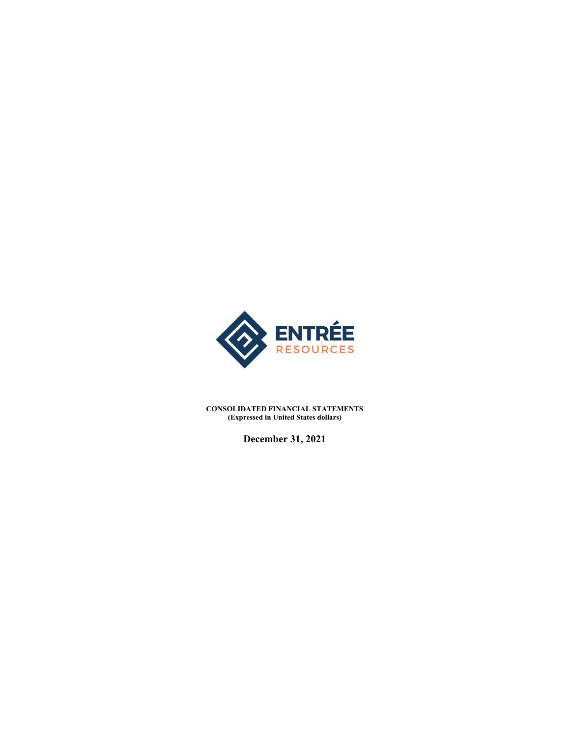ENTRÉE
RESOURCES

**CONSOLIDATED FINANCIAL STATEMENTS**
**(Expressed in United States dollars)**

**December 31, 2021**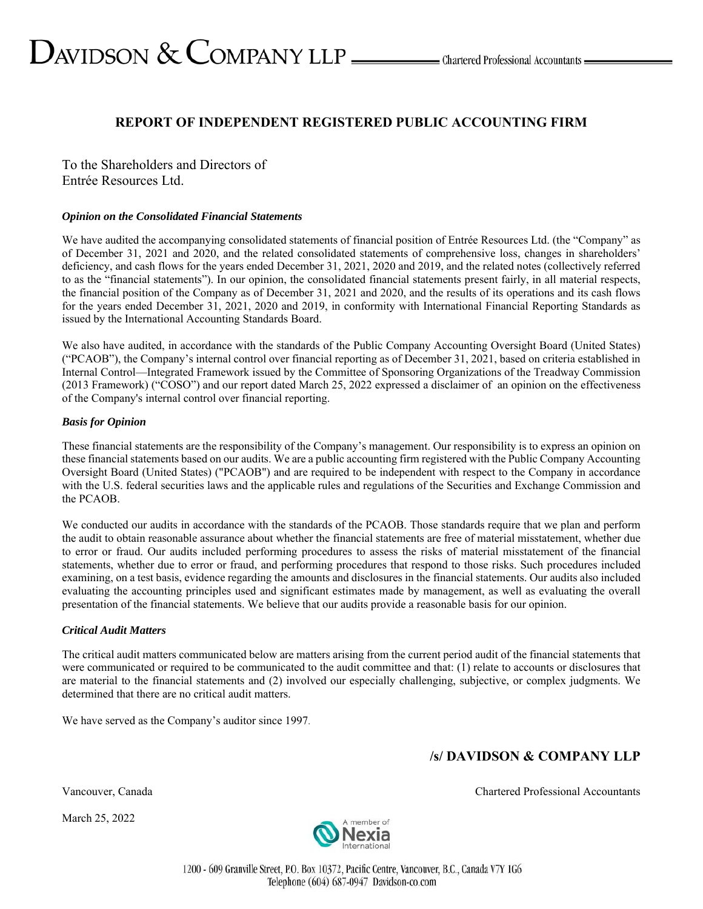DAVIDSON & COMPANY LLP Chartered Professional Accountants

# REPORT OF INDEPENDENT REGISTERED PUBLIC ACCOUNTING FIRM

To the Shareholders and Directors of
Entrée Resources Ltd.

***Opinion on the Consolidated Financial Statements***

We have audited the accompanying consolidated statements of financial position of Entrée Resources Ltd. (the "Company" as of December 31, 2021 and 2020, and the related consolidated statements of comprehensive loss, changes in shareholders' deficiency, and cash flows for the years ended December 31, 2021, 2020 and 2019, and the related notes (collectively referred to as the "financial statements"). In our opinion, the consolidated financial statements present fairly, in all material respects, the financial position of the Company as of December 31, 2021 and 2020, and the results of its operations and its cash flows for the years ended December 31, 2021, 2020 and 2019, in conformity with International Financial Reporting Standards as issued by the International Accounting Standards Board.

We also have audited, in accordance with the standards of the Public Company Accounting Oversight Board (United States) ("PCAOB"), the Company's internal control over financial reporting as of December 31, 2021, based on criteria established in Internal Control—Integrated Framework issued by the Committee of Sponsoring Organizations of the Treadway Commission (2013 Framework) ("COSO") and our report dated March 25, 2022 expressed a disclaimer of an opinion on the effectiveness of the Company's internal control over financial reporting.

***Basis for Opinion***

These financial statements are the responsibility of the Company's management. Our responsibility is to express an opinion on these financial statements based on our audits. We are a public accounting firm registered with the Public Company Accounting Oversight Board (United States) ("PCAOB") and are required to be independent with respect to the Company in accordance with the U.S. federal securities laws and the applicable rules and regulations of the Securities and Exchange Commission and the PCAOB.

We conducted our audits in accordance with the standards of the PCAOB. Those standards require that we plan and perform the audit to obtain reasonable assurance about whether the financial statements are free of material misstatement, whether due to error or fraud. Our audits included performing procedures to assess the risks of material misstatement of the financial statements, whether due to error or fraud, and performing procedures that respond to those risks. Such procedures included examining, on a test basis, evidence regarding the amounts and disclosures in the financial statements. Our audits also included evaluating the accounting principles used and significant estimates made by management, as well as evaluating the overall presentation of the financial statements. We believe that our audits provide a reasonable basis for our opinion.

***Critical Audit Matters***

The critical audit matters communicated below are matters arising from the current period audit of the financial statements that were communicated or required to be communicated to the audit committee and that: (1) relate to accounts or disclosures that are material to the financial statements and (2) involved our especially challenging, subjective, or complex judgments. We determined that there are no critical audit matters.

We have served as the Company's auditor since 1997.

**/s/ DAVIDSON & COMPANY LLP**

Vancouver, Canada

Chartered Professional Accountants

March 25, 2022

A member of Nexia International

1200 - 609 Granville Street, P.O. Box 10372, Pacific Centre, Vancouver, B.C., Canada V7Y 1G6
Telephone (604) 687-0947 Davidson-co.com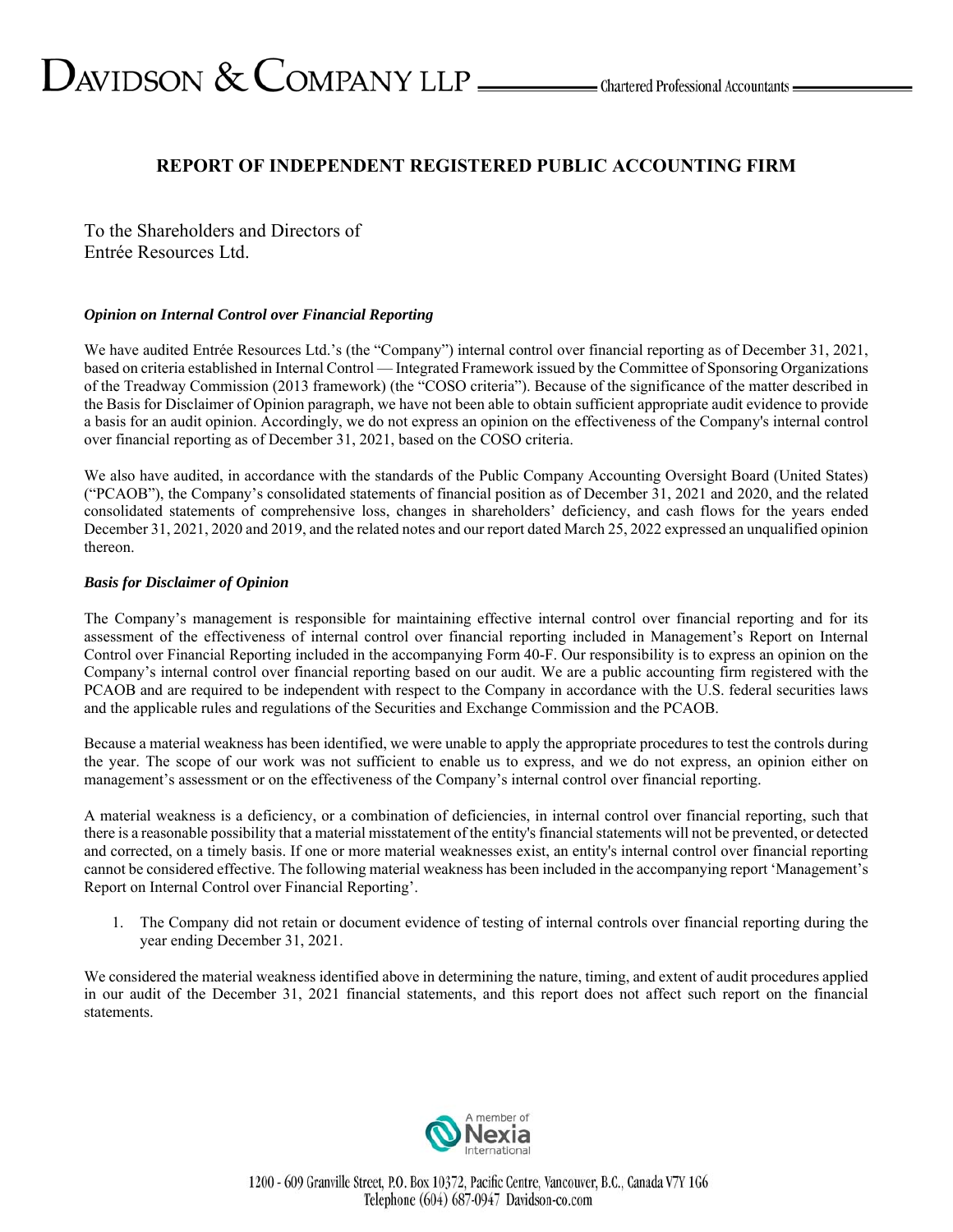# REPORT OF INDEPENDENT REGISTERED PUBLIC ACCOUNTING FIRM

To the Shareholders and Directors of
Entrée Resources Ltd.

***Opinion on Internal Control over Financial Reporting***

We have audited Entrée Resources Ltd.'s (the "Company") internal control over financial reporting as of December 31, 2021, based on criteria established in Internal Control — Integrated Framework issued by the Committee of Sponsoring Organizations of the Treadway Commission (2013 framework) (the "COSO criteria"). Because of the significance of the matter described in the Basis for Disclaimer of Opinion paragraph, we have not been able to obtain sufficient appropriate audit evidence to provide a basis for an audit opinion. Accordingly, we do not express an opinion on the effectiveness of the Company's internal control over financial reporting as of December 31, 2021, based on the COSO criteria.

We also have audited, in accordance with the standards of the Public Company Accounting Oversight Board (United States) ("PCAOB"), the Company's consolidated statements of financial position as of December 31, 2021 and 2020, and the related consolidated statements of comprehensive loss, changes in shareholders' deficiency, and cash flows for the years ended December 31, 2021, 2020 and 2019, and the related notes and our report dated March 25, 2022 expressed an unqualified opinion thereon.

***Basis for Disclaimer of Opinion***

The Company's management is responsible for maintaining effective internal control over financial reporting and for its assessment of the effectiveness of internal control over financial reporting included in Management's Report on Internal Control over Financial Reporting included in the accompanying Form 40-F. Our responsibility is to express an opinion on the Company's internal control over financial reporting based on our audit. We are a public accounting firm registered with the PCAOB and are required to be independent with respect to the Company in accordance with the U.S. federal securities laws and the applicable rules and regulations of the Securities and Exchange Commission and the PCAOB.

Because a material weakness has been identified, we were unable to apply the appropriate procedures to test the controls during the year. The scope of our work was not sufficient to enable us to express, and we do not express, an opinion either on management's assessment or on the effectiveness of the Company's internal control over financial reporting.

A material weakness is a deficiency, or a combination of deficiencies, in internal control over financial reporting, such that there is a reasonable possibility that a material misstatement of the entity's financial statements will not be prevented, or detected and corrected, on a timely basis. If one or more material weaknesses exist, an entity's internal control over financial reporting cannot be considered effective. The following material weakness has been included in the accompanying report 'Management's Report on Internal Control over Financial Reporting'.

1. The Company did not retain or document evidence of testing of internal controls over financial reporting during the year ending December 31, 2021.

We considered the material weakness identified above in determining the nature, timing, and extent of audit procedures applied in our audit of the December 31, 2021 financial statements, and this report does not affect such report on the financial statements.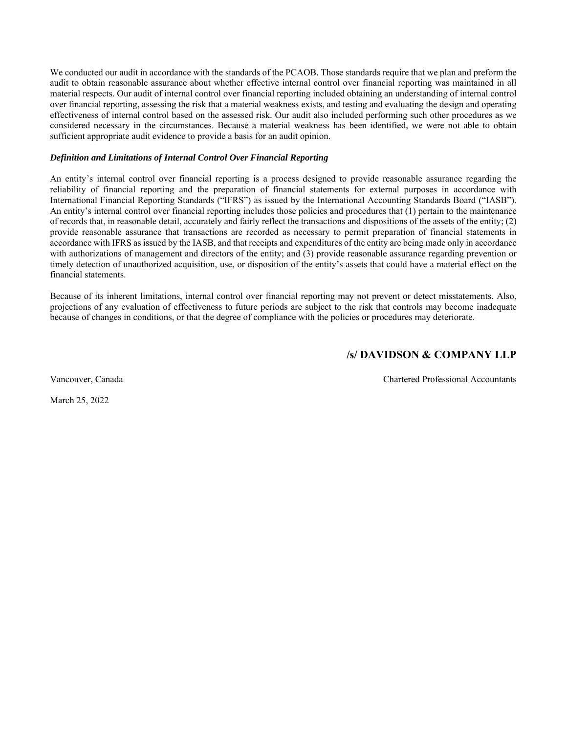We conducted our audit in accordance with the standards of the PCAOB. Those standards require that we plan and preform the audit to obtain reasonable assurance about whether effective internal control over financial reporting was maintained in all material respects. Our audit of internal control over financial reporting included obtaining an understanding of internal control over financial reporting, assessing the risk that a material weakness exists, and testing and evaluating the design and operating effectiveness of internal control based on the assessed risk. Our audit also included performing such other procedures as we considered necessary in the circumstances. Because a material weakness has been identified, we were not able to obtain sufficient appropriate audit evidence to provide a basis for an audit opinion.

***Definition and Limitations of Internal Control Over Financial Reporting***

An entity's internal control over financial reporting is a process designed to provide reasonable assurance regarding the reliability of financial reporting and the preparation of financial statements for external purposes in accordance with International Financial Reporting Standards ("IFRS") as issued by the International Accounting Standards Board ("IASB"). An entity's internal control over financial reporting includes those policies and procedures that (1) pertain to the maintenance of records that, in reasonable detail, accurately and fairly reflect the transactions and dispositions of the assets of the entity; (2) provide reasonable assurance that transactions are recorded as necessary to permit preparation of financial statements in accordance with IFRS as issued by the IASB, and that receipts and expenditures of the entity are being made only in accordance with authorizations of management and directors of the entity; and (3) provide reasonable assurance regarding prevention or timely detection of unauthorized acquisition, use, or disposition of the entity's assets that could have a material effect on the financial statements.

Because of its inherent limitations, internal control over financial reporting may not prevent or detect misstatements. Also, projections of any evaluation of effectiveness to future periods are subject to the risk that controls may become inadequate because of changes in conditions, or that the degree of compliance with the policies or procedures may deteriorate.

**/s/ DAVIDSON & COMPANY LLP**

Vancouver, Canada

Chartered Professional Accountants

March 25, 2022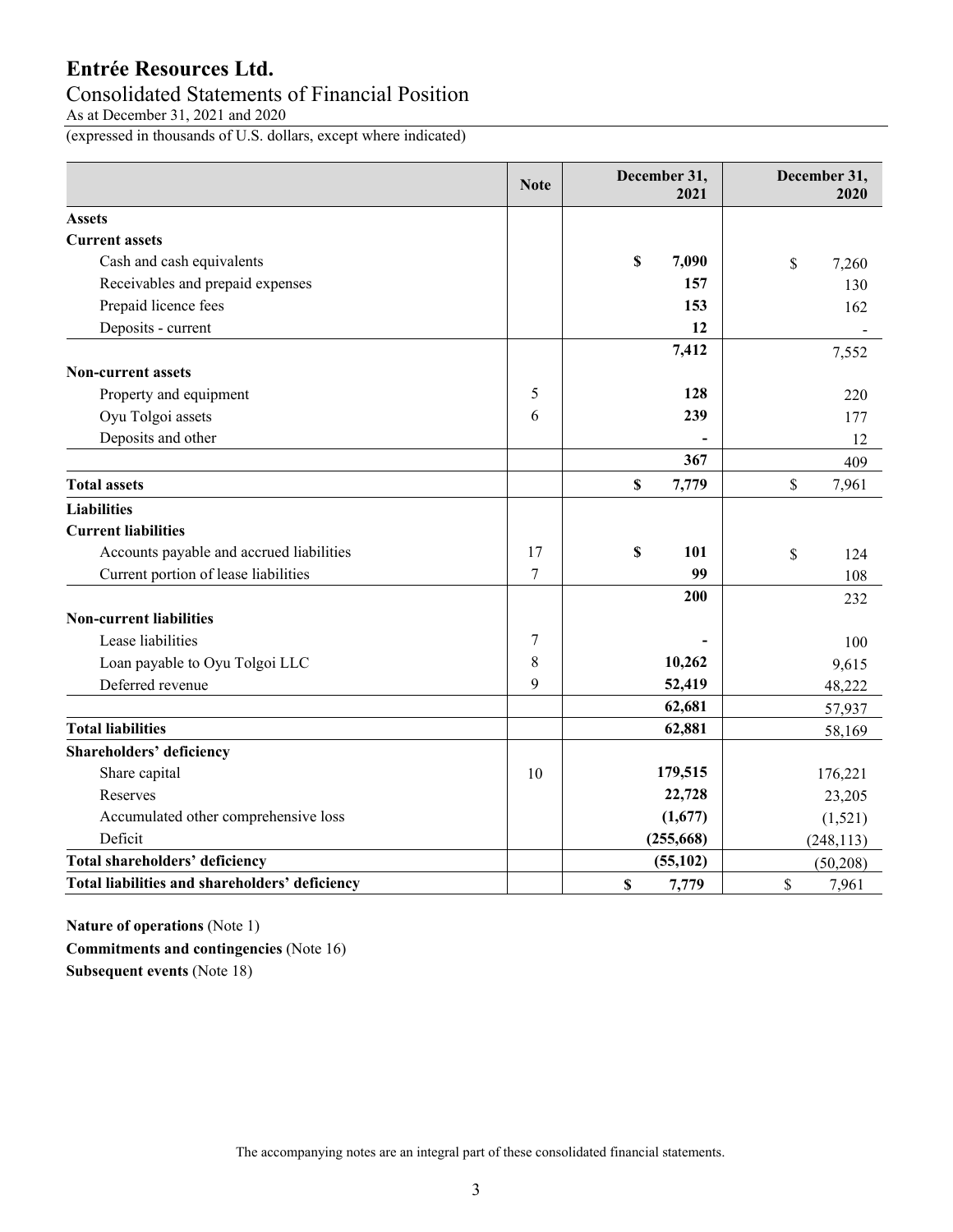# Entrée Resources Ltd.

## Consolidated Statements of Financial Position

As at December 31, 2021 and 2020

(expressed in thousands of U.S. dollars, except where indicated)

| | Note | December 31, 2021 | December 31, 2020 |
|---|---|---|---|
| **Assets** | | | |
| **Current assets** | | | |
| Cash and cash equivalents | | **$ 7,090** | $ 7,260 |
| Receivables and prepaid expenses | | **157** | 130 |
| Prepaid licence fees | | **153** | 162 |
| Deposits - current | | **12** | - |
| | | **7,412** | 7,552 |
| **Non-current assets** | | | |
| Property and equipment | 5 | **128** | 220 |
| Oyu Tolgoi assets | 6 | **239** | 177 |
| Deposits and other | | **-** | 12 |
| | | **367** | 409 |
| **Total assets** | | **$ 7,779** | $ 7,961 |
| **Liabilities** | | | |
| **Current liabilities** | | | |
| Accounts payable and accrued liabilities | 17 | **$ 101** | $ 124 |
| Current portion of lease liabilities | 7 | **99** | 108 |
| | | **200** | 232 |
| **Non-current liabilities** | | | |
| Lease liabilities | 7 | **-** | 100 |
| Loan payable to Oyu Tolgoi LLC | 8 | **10,262** | 9,615 |
| Deferred revenue | 9 | **52,419** | 48,222 |
| | | **62,681** | 57,937 |
| **Total liabilities** | | **62,881** | 58,169 |
| **Shareholders' deficiency** | | | |
| Share capital | 10 | **179,515** | 176,221 |
| Reserves | | **22,728** | 23,205 |
| Accumulated other comprehensive loss | | **(1,677)** | (1,521) |
| Deficit | | **(255,668)** | (248,113) |
| **Total shareholders' deficiency** | | **(55,102)** | (50,208) |
| **Total liabilities and shareholders' deficiency** | | **$ 7,779** | $ 7,961 |

**Nature of operations** (Note 1)

**Commitments and contingencies** (Note 16)

**Subsequent events** (Note 18)

The accompanying notes are an integral part of these consolidated financial statements.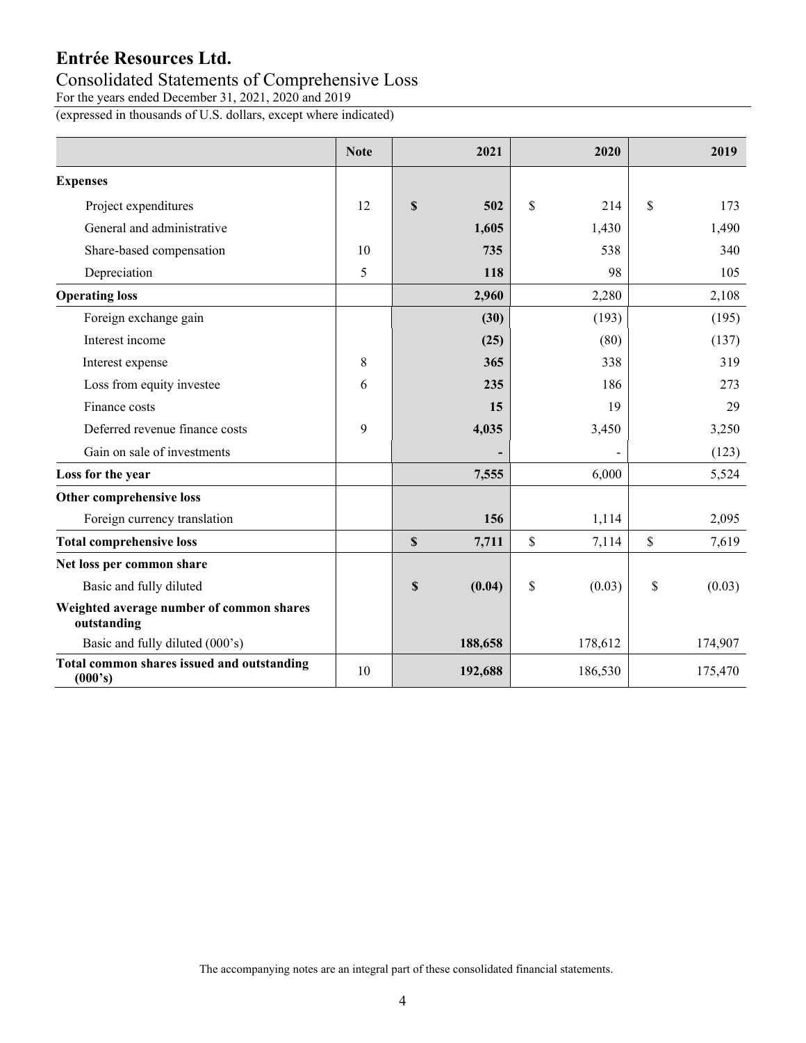# Entrée Resources Ltd.

## Consolidated Statements of Comprehensive Loss

For the years ended December 31, 2021, 2020 and 2019

(expressed in thousands of U.S. dollars, except where indicated)

| | Note | 2021 | 2020 | 2019 |
|---|---|---|---|---|
| **Expenses** | | | | |
| Project expenditures | 12 | **$ 502** | $ 214 | $ 173 |
| General and administrative | | **1,605** | 1,430 | 1,490 |
| Share-based compensation | 10 | **735** | 538 | 340 |
| Depreciation | 5 | **118** | 98 | 105 |
| **Operating loss** | | **2,960** | 2,280 | 2,108 |
| Foreign exchange gain | | **(30)** | (193) | (195) |
| Interest income | | **(25)** | (80) | (137) |
| Interest expense | 8 | **365** | 338 | 319 |
| Loss from equity investee | 6 | **235** | 186 | 273 |
| Finance costs | | **15** | 19 | 29 |
| Deferred revenue finance costs | 9 | **4,035** | 3,450 | 3,250 |
| Gain on sale of investments | | **-** | - | (123) |
| **Loss for the year** | | **7,555** | 6,000 | 5,524 |
| **Other comprehensive loss** | | | | |
| Foreign currency translation | | **156** | 1,114 | 2,095 |
| **Total comprehensive loss** | | **$ 7,711** | $ 7,114 | $ 7,619 |
| **Net loss per common share** | | | | |
| Basic and fully diluted | | **$ (0.04)** | $ (0.03) | $ (0.03) |
| **Weighted average number of common shares outstanding** | | | | |
| Basic and fully diluted (000's) | | **188,658** | 178,612 | 174,907 |
| **Total common shares issued and outstanding (000's)** | 10 | **192,688** | 186,530 | 175,470 |

The accompanying notes are an integral part of these consolidated financial statements.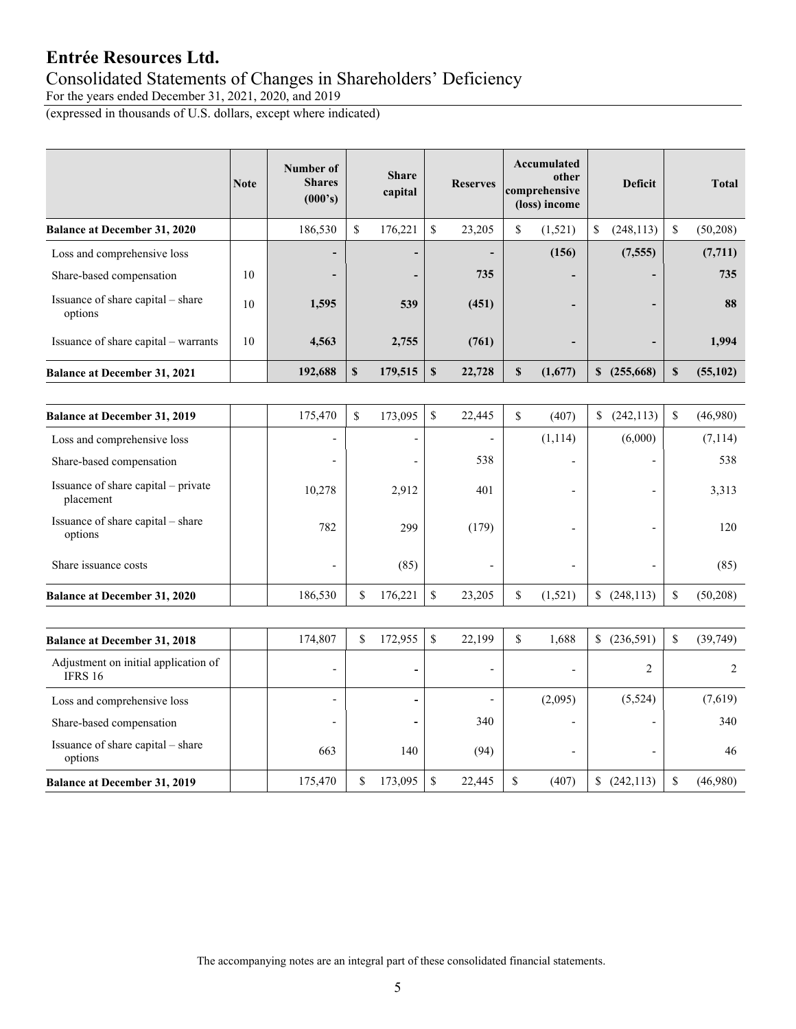# Entrée Resources Ltd.

## Consolidated Statements of Changes in Shareholders' Deficiency

For the years ended December 31, 2021, 2020, and 2019

(expressed in thousands of U.S. dollars, except where indicated)

| | Note | Number of Shares (000's) | Share capital | Reserves | Accumulated other comprehensive (loss) income | Deficit | Total |
|---|---|---|---|---|---|---|---|
| **Balance at December 31, 2020** | | 186,530 | $ 176,221 | $ 23,205 | $ (1,521) | $ (248,113) | $ (50,208) |
| Loss and comprehensive loss | | **-** | **-** | **-** | **(156)** | **(7,555)** | **(7,711)** |
| Share-based compensation | 10 | **-** | **-** | **735** | **-** | **-** | **735** |
| Issuance of share capital – share options | 10 | **1,595** | **539** | **(451)** | **-** | **-** | **88** |
| Issuance of share capital – warrants | 10 | **4,563** | **2,755** | **(761)** | **-** | **-** | **1,994** |
| **Balance at December 31, 2021** | | **192,688** | **$ 179,515** | **$ 22,728** | **$ (1,677)** | **$ (255,668)** | **$ (55,102)** |

| | Note | Number of Shares (000's) | Share capital | Reserves | Accumulated other comprehensive (loss) income | Deficit | Total |
|---|---|---|---|---|---|---|---|
| **Balance at December 31, 2019** | | 175,470 | $ 173,095 | $ 22,445 | $ (407) | $ (242,113) | $ (46,980) |
| Loss and comprehensive loss | | - | - | - | (1,114) | (6,000) | (7,114) |
| Share-based compensation | | - | - | 538 | - | - | 538 |
| Issuance of share capital – private placement | | 10,278 | 2,912 | 401 | - | - | 3,313 |
| Issuance of share capital – share options | | 782 | 299 | (179) | - | - | 120 |
| Share issuance costs | | - | (85) | - | - | - | (85) |
| **Balance at December 31, 2020** | | 186,530 | $ 176,221 | $ 23,205 | $ (1,521) | $ (248,113) | $ (50,208) |

| | Note | Number of Shares (000's) | Share capital | Reserves | Accumulated other comprehensive (loss) income | Deficit | Total |
|---|---|---|---|---|---|---|---|
| **Balance at December 31, 2018** | | 174,807 | $ 172,955 | $ 22,199 | $ 1,688 | $ (236,591) | $ (39,749) |
| Adjustment on initial application of IFRS 16 | | - | - | - | - | 2 | 2 |
| Loss and comprehensive loss | | - | - | - | (2,095) | (5,524) | (7,619) |
| Share-based compensation | | - | - | 340 | - | - | 340 |
| Issuance of share capital – share options | | 663 | 140 | (94) | - | - | 46 |
| **Balance at December 31, 2019** | | 175,470 | $ 173,095 | $ 22,445 | $ (407) | $ (242,113) | $ (46,980) |

The accompanying notes are an integral part of these consolidated financial statements.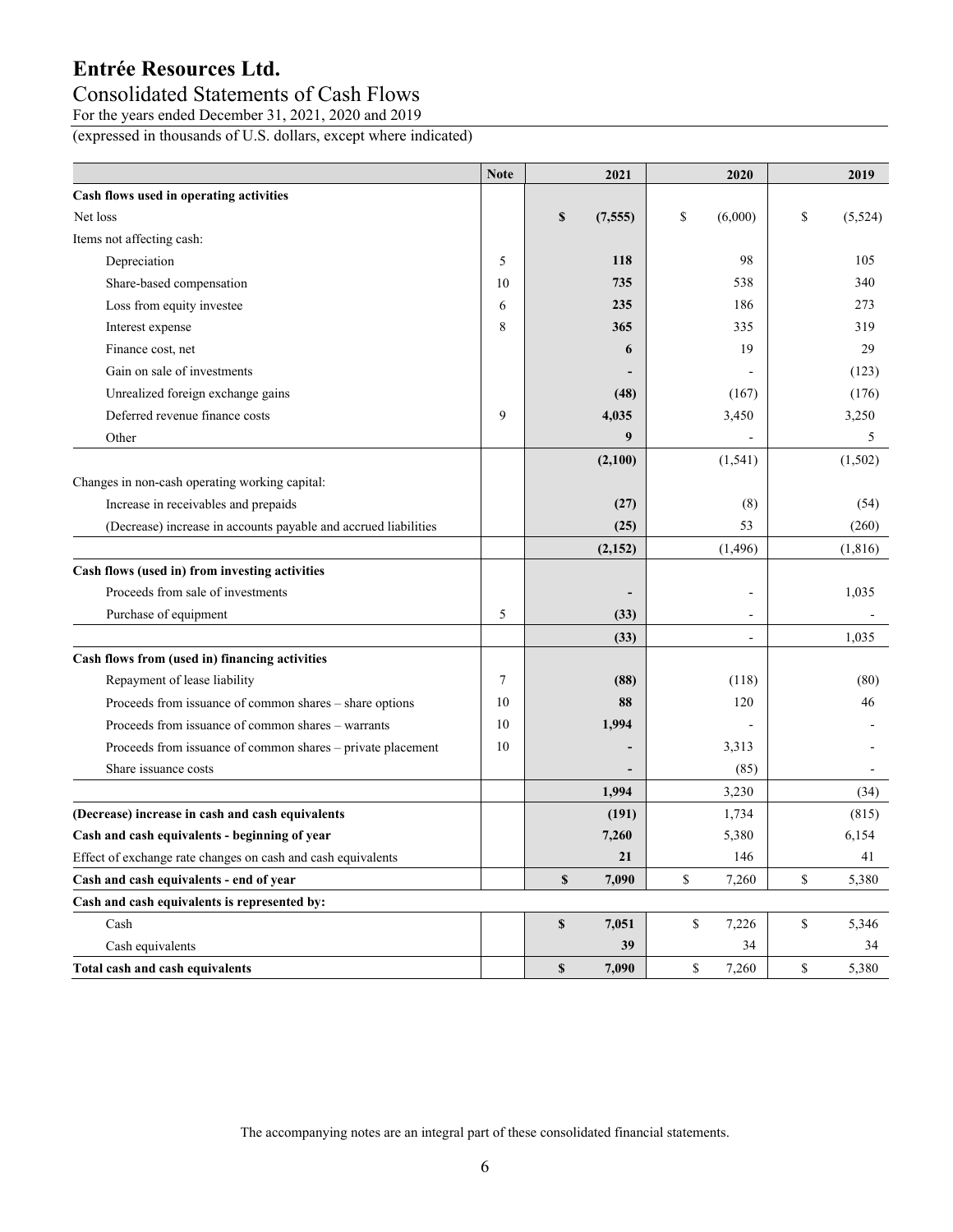# Entrée Resources Ltd.

## Consolidated Statements of Cash Flows

For the years ended December 31, 2021, 2020 and 2019

(expressed in thousands of U.S. dollars, except where indicated)

| | Note | 2021 | 2020 | 2019 |
|---|---|---|---|---|
| **Cash flows used in operating activities** | | | | |
| Net loss | | **$ (7,555)** | $ (6,000) | $ (5,524) |
| Items not affecting cash: | | | | |
| Depreciation | 5 | **118** | 98 | 105 |
| Share-based compensation | 10 | **735** | 538 | 340 |
| Loss from equity investee | 6 | **235** | 186 | 273 |
| Interest expense | 8 | **365** | 335 | 319 |
| Finance cost, net | | **6** | 19 | 29 |
| Gain on sale of investments | | **-** | - | (123) |
| Unrealized foreign exchange gains | | **(48)** | (167) | (176) |
| Deferred revenue finance costs | 9 | **4,035** | 3,450 | 3,250 |
| Other | | **9** | - | 5 |
| | | **(2,100)** | (1,541) | (1,502) |
| Changes in non-cash operating working capital: | | | | |
| Increase in receivables and prepaids | | **(27)** | (8) | (54) |
| (Decrease) increase in accounts payable and accrued liabilities | | **(25)** | 53 | (260) |
| | | **(2,152)** | (1,496) | (1,816) |
| **Cash flows (used in) from investing activities** | | | | |
| Proceeds from sale of investments | | **-** | - | 1,035 |
| Purchase of equipment | 5 | **(33)** | - | - |
| | | **(33)** | - | 1,035 |
| **Cash flows from (used in) financing activities** | | | | |
| Repayment of lease liability | 7 | **(88)** | (118) | (80) |
| Proceeds from issuance of common shares – share options | 10 | **88** | 120 | 46 |
| Proceeds from issuance of common shares – warrants | 10 | **1,994** | - | - |
| Proceeds from issuance of common shares – private placement | 10 | **-** | 3,313 | - |
| Share issuance costs | | **-** | (85) | - |
| | | **1,994** | 3,230 | (34) |
| **(Decrease) increase in cash and cash equivalents** | | **(191)** | 1,734 | (815) |
| **Cash and cash equivalents - beginning of year** | | **7,260** | 5,380 | 6,154 |
| Effect of exchange rate changes on cash and cash equivalents | | **21** | 146 | 41 |
| **Cash and cash equivalents - end of year** | | **$ 7,090** | $ 7,260 | $ 5,380 |
| **Cash and cash equivalents is represented by:** | | | | |
| Cash | | **$ 7,051** | $ 7,226 | $ 5,346 |
| Cash equivalents | | **39** | 34 | 34 |
| **Total cash and cash equivalents** | | **$ 7,090** | $ 7,260 | $ 5,380 |

The accompanying notes are an integral part of these consolidated financial statements.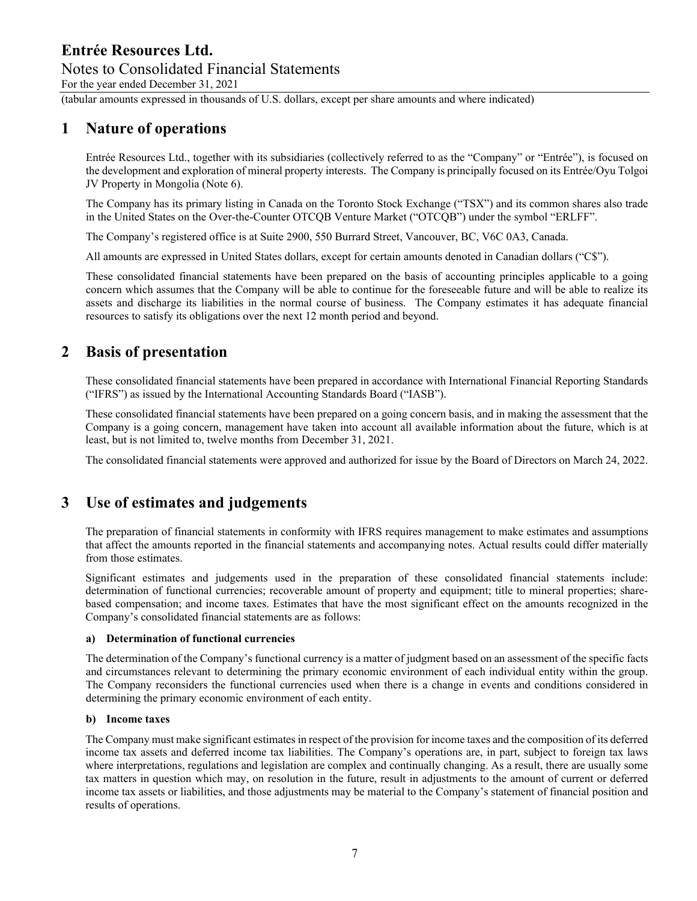## 1 Nature of operations

Entrée Resources Ltd., together with its subsidiaries (collectively referred to as the "Company" or "Entrée"), is focused on the development and exploration of mineral property interests. The Company is principally focused on its Entrée/Oyu Tolgoi JV Property in Mongolia (Note 6).

The Company has its primary listing in Canada on the Toronto Stock Exchange ("TSX") and its common shares also trade in the United States on the Over-the-Counter OTCQB Venture Market ("OTCQB") under the symbol "ERLFF".

The Company's registered office is at Suite 2900, 550 Burrard Street, Vancouver, BC, V6C 0A3, Canada.

All amounts are expressed in United States dollars, except for certain amounts denoted in Canadian dollars ("C$").

These consolidated financial statements have been prepared on the basis of accounting principles applicable to a going concern which assumes that the Company will be able to continue for the foreseeable future and will be able to realize its assets and discharge its liabilities in the normal course of business. The Company estimates it has adequate financial resources to satisfy its obligations over the next 12 month period and beyond.

## 2 Basis of presentation

These consolidated financial statements have been prepared in accordance with International Financial Reporting Standards ("IFRS") as issued by the International Accounting Standards Board ("IASB").

These consolidated financial statements have been prepared on a going concern basis, and in making the assessment that the Company is a going concern, management have taken into account all available information about the future, which is at least, but is not limited to, twelve months from December 31, 2021.

The consolidated financial statements were approved and authorized for issue by the Board of Directors on March 24, 2022.

## 3 Use of estimates and judgements

The preparation of financial statements in conformity with IFRS requires management to make estimates and assumptions that affect the amounts reported in the financial statements and accompanying notes. Actual results could differ materially from those estimates.

Significant estimates and judgements used in the preparation of these consolidated financial statements include: determination of functional currencies; recoverable amount of property and equipment; title to mineral properties; share-based compensation; and income taxes. Estimates that have the most significant effect on the amounts recognized in the Company's consolidated financial statements are as follows:

#### a) Determination of functional currencies

The determination of the Company's functional currency is a matter of judgment based on an assessment of the specific facts and circumstances relevant to determining the primary economic environment of each individual entity within the group. The Company reconsiders the functional currencies used when there is a change in events and conditions considered in determining the primary economic environment of each entity.

#### b) Income taxes

The Company must make significant estimates in respect of the provision for income taxes and the composition of its deferred income tax assets and deferred income tax liabilities. The Company's operations are, in part, subject to foreign tax laws where interpretations, regulations and legislation are complex and continually changing. As a result, there are usually some tax matters in question which may, on resolution in the future, result in adjustments to the amount of current or deferred income tax assets or liabilities, and those adjustments may be material to the Company's statement of financial position and results of operations.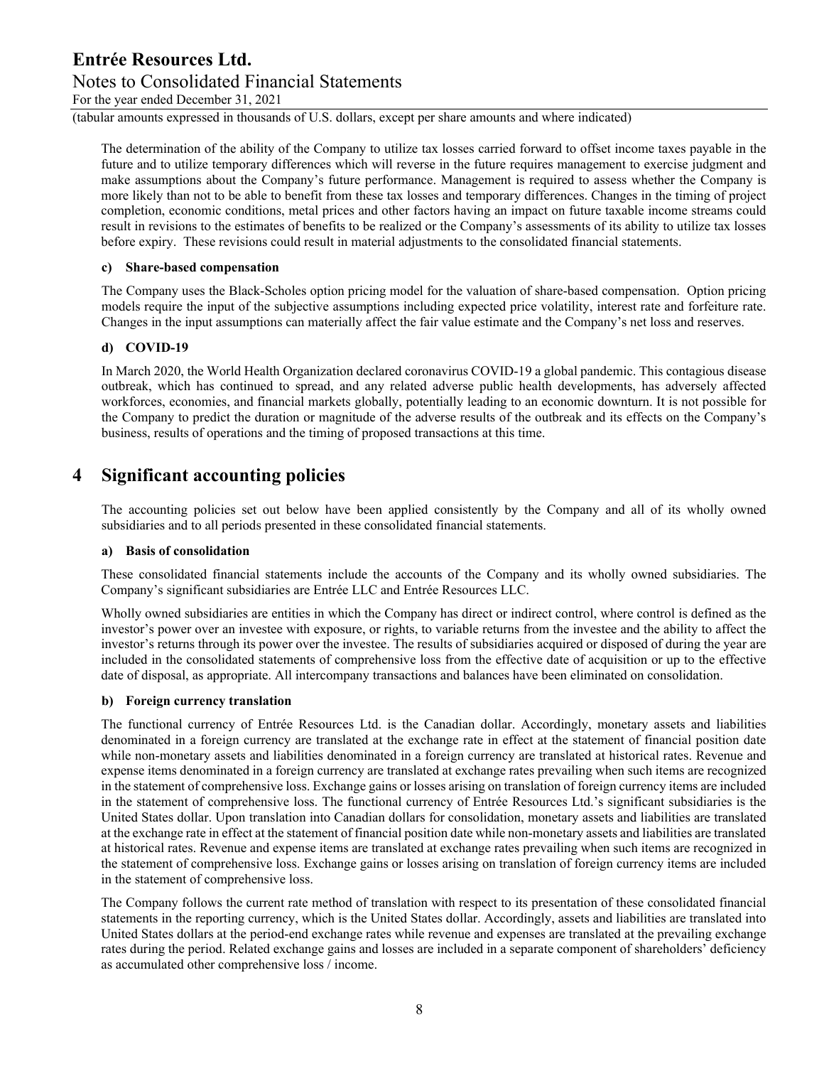The determination of the ability of the Company to utilize tax losses carried forward to offset income taxes payable in the future and to utilize temporary differences which will reverse in the future requires management to exercise judgment and make assumptions about the Company's future performance. Management is required to assess whether the Company is more likely than not to be able to benefit from these tax losses and temporary differences. Changes in the timing of project completion, economic conditions, metal prices and other factors having an impact on future taxable income streams could result in revisions to the estimates of benefits to be realized or the Company's assessments of its ability to utilize tax losses before expiry. These revisions could result in material adjustments to the consolidated financial statements.

**c) Share-based compensation**

The Company uses the Black-Scholes option pricing model for the valuation of share-based compensation. Option pricing models require the input of the subjective assumptions including expected price volatility, interest rate and forfeiture rate. Changes in the input assumptions can materially affect the fair value estimate and the Company's net loss and reserves.

**d) COVID-19**

In March 2020, the World Health Organization declared coronavirus COVID-19 a global pandemic. This contagious disease outbreak, which has continued to spread, and any related adverse public health developments, has adversely affected workforces, economies, and financial markets globally, potentially leading to an economic downturn. It is not possible for the Company to predict the duration or magnitude of the adverse results of the outbreak and its effects on the Company's business, results of operations and the timing of proposed transactions at this time.

# 4 Significant accounting policies

The accounting policies set out below have been applied consistently by the Company and all of its wholly owned subsidiaries and to all periods presented in these consolidated financial statements.

**a) Basis of consolidation**

These consolidated financial statements include the accounts of the Company and its wholly owned subsidiaries. The Company's significant subsidiaries are Entrée LLC and Entrée Resources LLC.

Wholly owned subsidiaries are entities in which the Company has direct or indirect control, where control is defined as the investor's power over an investee with exposure, or rights, to variable returns from the investee and the ability to affect the investor's returns through its power over the investee. The results of subsidiaries acquired or disposed of during the year are included in the consolidated statements of comprehensive loss from the effective date of acquisition or up to the effective date of disposal, as appropriate. All intercompany transactions and balances have been eliminated on consolidation.

**b) Foreign currency translation**

The functional currency of Entrée Resources Ltd. is the Canadian dollar. Accordingly, monetary assets and liabilities denominated in a foreign currency are translated at the exchange rate in effect at the statement of financial position date while non-monetary assets and liabilities denominated in a foreign currency are translated at historical rates. Revenue and expense items denominated in a foreign currency are translated at exchange rates prevailing when such items are recognized in the statement of comprehensive loss. Exchange gains or losses arising on translation of foreign currency items are included in the statement of comprehensive loss. The functional currency of Entrée Resources Ltd.'s significant subsidiaries is the United States dollar. Upon translation into Canadian dollars for consolidation, monetary assets and liabilities are translated at the exchange rate in effect at the statement of financial position date while non-monetary assets and liabilities are translated at historical rates. Revenue and expense items are translated at exchange rates prevailing when such items are recognized in the statement of comprehensive loss. Exchange gains or losses arising on translation of foreign currency items are included in the statement of comprehensive loss.

The Company follows the current rate method of translation with respect to its presentation of these consolidated financial statements in the reporting currency, which is the United States dollar. Accordingly, assets and liabilities are translated into United States dollars at the period-end exchange rates while revenue and expenses are translated at the prevailing exchange rates during the period. Related exchange gains and losses are included in a separate component of shareholders' deficiency as accumulated other comprehensive loss / income.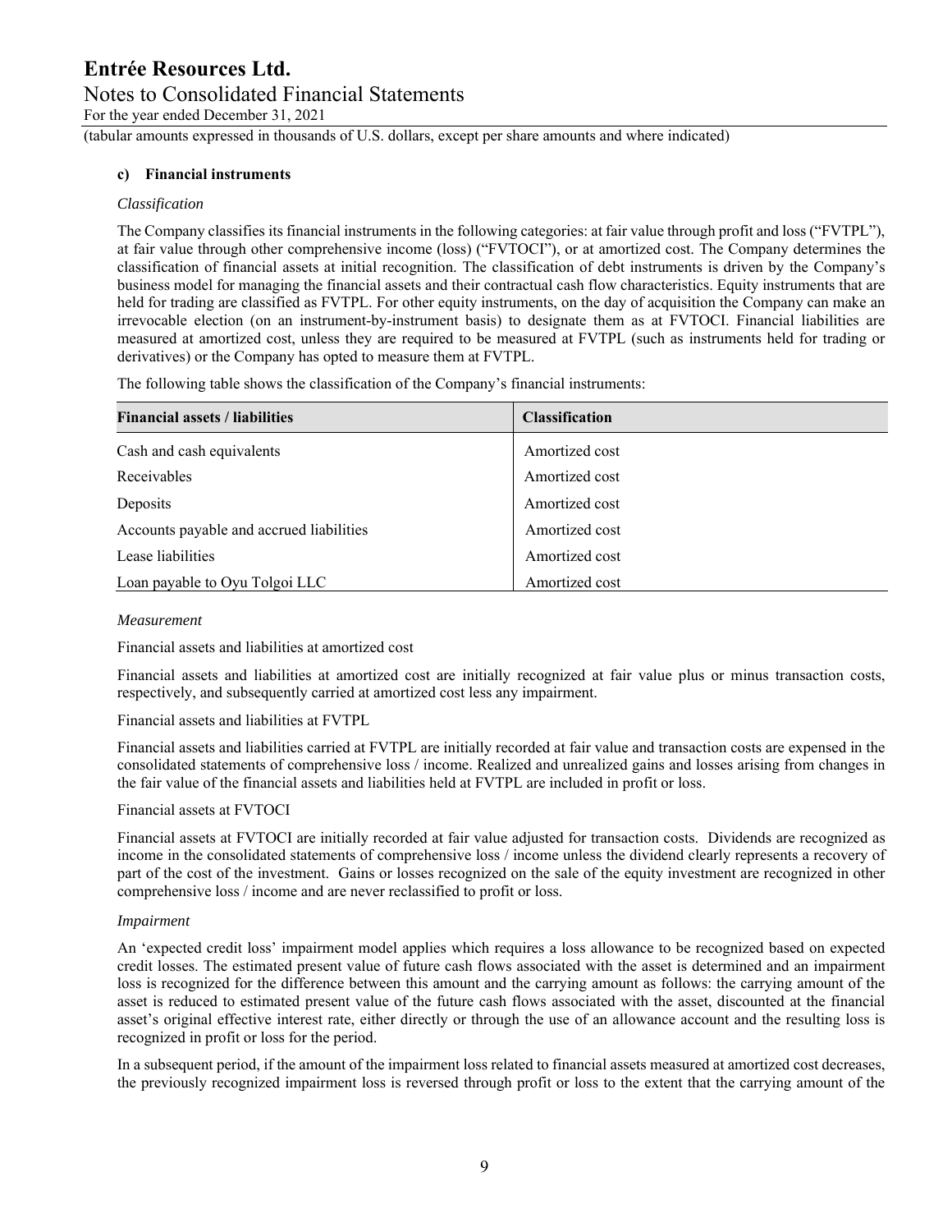#### c) Financial instruments

*Classification*

The Company classifies its financial instruments in the following categories: at fair value through profit and loss ("FVTPL"), at fair value through other comprehensive income (loss) ("FVTOCI"), or at amortized cost. The Company determines the classification of financial assets at initial recognition. The classification of debt instruments is driven by the Company's business model for managing the financial assets and their contractual cash flow characteristics. Equity instruments that are held for trading are classified as FVTPL. For other equity instruments, on the day of acquisition the Company can make an irrevocable election (on an instrument-by-instrument basis) to designate them as at FVTOCI. Financial liabilities are measured at amortized cost, unless they are required to be measured at FVTPL (such as instruments held for trading or derivatives) or the Company has opted to measure them at FVTPL.

The following table shows the classification of the Company's financial instruments:

| Financial assets / liabilities | Classification |
|---|---|
| Cash and cash equivalents | Amortized cost |
| Receivables | Amortized cost |
| Deposits | Amortized cost |
| Accounts payable and accrued liabilities | Amortized cost |
| Lease liabilities | Amortized cost |
| Loan payable to Oyu Tolgoi LLC | Amortized cost |

*Measurement*

Financial assets and liabilities at amortized cost

Financial assets and liabilities at amortized cost are initially recognized at fair value plus or minus transaction costs, respectively, and subsequently carried at amortized cost less any impairment.

Financial assets and liabilities at FVTPL

Financial assets and liabilities carried at FVTPL are initially recorded at fair value and transaction costs are expensed in the consolidated statements of comprehensive loss / income. Realized and unrealized gains and losses arising from changes in the fair value of the financial assets and liabilities held at FVTPL are included in profit or loss.

Financial assets at FVTOCI

Financial assets at FVTOCI are initially recorded at fair value adjusted for transaction costs. Dividends are recognized as income in the consolidated statements of comprehensive loss / income unless the dividend clearly represents a recovery of part of the cost of the investment. Gains or losses recognized on the sale of the equity investment are recognized in other comprehensive loss / income and are never reclassified to profit or loss.

*Impairment*

An 'expected credit loss' impairment model applies which requires a loss allowance to be recognized based on expected credit losses. The estimated present value of future cash flows associated with the asset is determined and an impairment loss is recognized for the difference between this amount and the carrying amount as follows: the carrying amount of the asset is reduced to estimated present value of the future cash flows associated with the asset, discounted at the financial asset's original effective interest rate, either directly or through the use of an allowance account and the resulting loss is recognized in profit or loss for the period.

In a subsequent period, if the amount of the impairment loss related to financial assets measured at amortized cost decreases, the previously recognized impairment loss is reversed through profit or loss to the extent that the carrying amount of the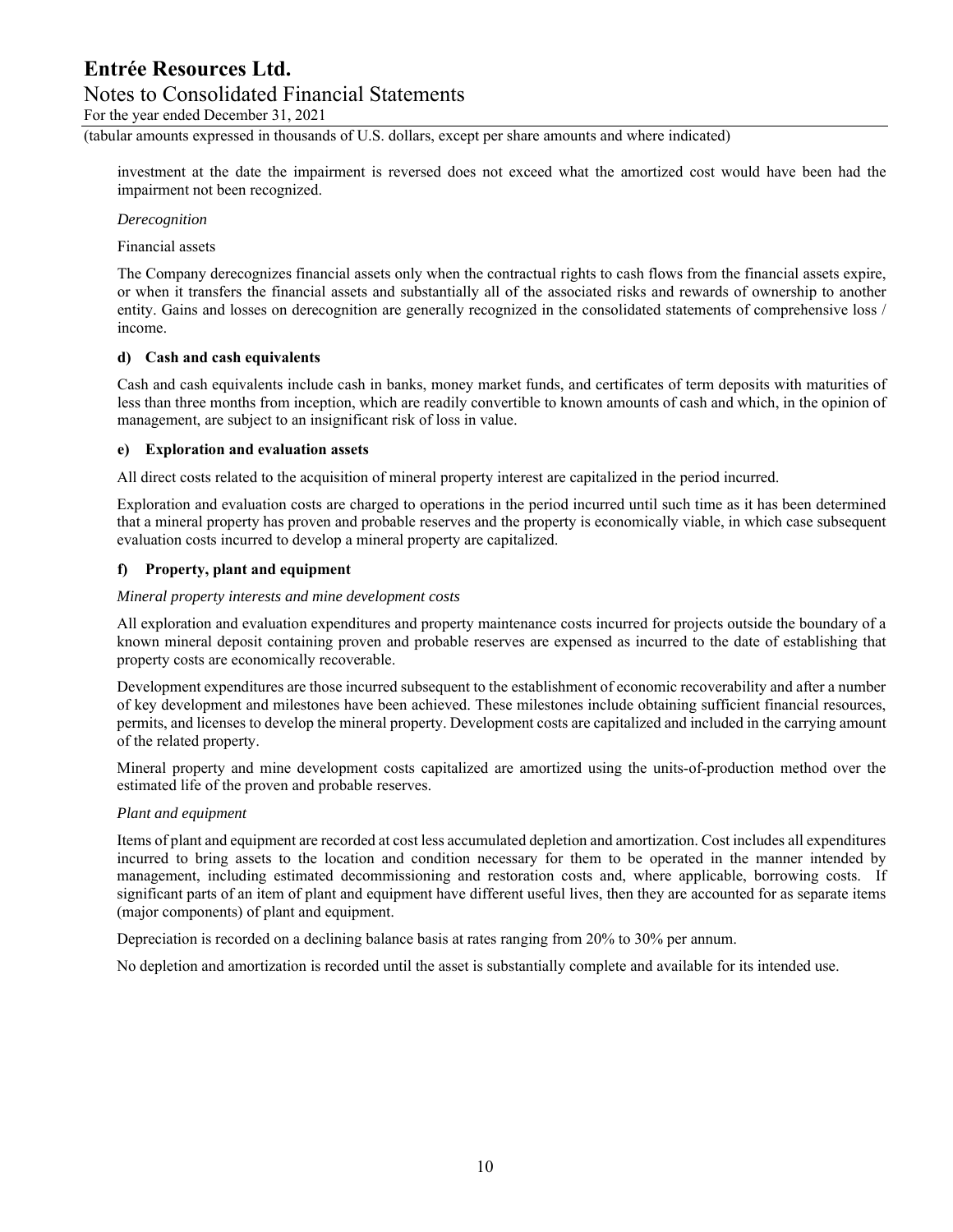investment at the date the impairment is reversed does not exceed what the amortized cost would have been had the impairment not been recognized.

*Derecognition*

Financial assets

The Company derecognizes financial assets only when the contractual rights to cash flows from the financial assets expire, or when it transfers the financial assets and substantially all of the associated risks and rewards of ownership to another entity. Gains and losses on derecognition are generally recognized in the consolidated statements of comprehensive loss / income.

**d) Cash and cash equivalents**

Cash and cash equivalents include cash in banks, money market funds, and certificates of term deposits with maturities of less than three months from inception, which are readily convertible to known amounts of cash and which, in the opinion of management, are subject to an insignificant risk of loss in value.

**e) Exploration and evaluation assets**

All direct costs related to the acquisition of mineral property interest are capitalized in the period incurred.

Exploration and evaluation costs are charged to operations in the period incurred until such time as it has been determined that a mineral property has proven and probable reserves and the property is economically viable, in which case subsequent evaluation costs incurred to develop a mineral property are capitalized.

**f) Property, plant and equipment**

*Mineral property interests and mine development costs*

All exploration and evaluation expenditures and property maintenance costs incurred for projects outside the boundary of a known mineral deposit containing proven and probable reserves are expensed as incurred to the date of establishing that property costs are economically recoverable.

Development expenditures are those incurred subsequent to the establishment of economic recoverability and after a number of key development and milestones have been achieved. These milestones include obtaining sufficient financial resources, permits, and licenses to develop the mineral property. Development costs are capitalized and included in the carrying amount of the related property.

Mineral property and mine development costs capitalized are amortized using the units-of-production method over the estimated life of the proven and probable reserves.

*Plant and equipment*

Items of plant and equipment are recorded at cost less accumulated depletion and amortization. Cost includes all expenditures incurred to bring assets to the location and condition necessary for them to be operated in the manner intended by management, including estimated decommissioning and restoration costs and, where applicable, borrowing costs. If significant parts of an item of plant and equipment have different useful lives, then they are accounted for as separate items (major components) of plant and equipment.

Depreciation is recorded on a declining balance basis at rates ranging from 20% to 30% per annum.

No depletion and amortization is recorded until the asset is substantially complete and available for its intended use.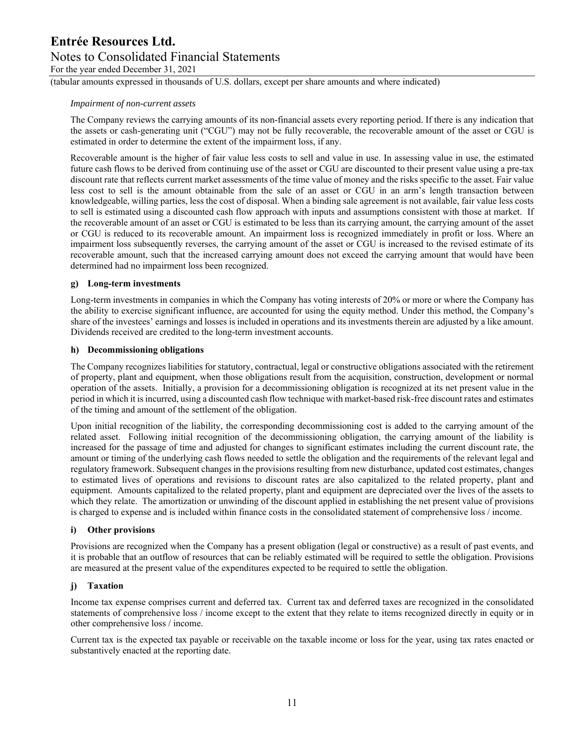*Impairment of non-current assets*

The Company reviews the carrying amounts of its non-financial assets every reporting period. If there is any indication that the assets or cash-generating unit ("CGU") may not be fully recoverable, the recoverable amount of the asset or CGU is estimated in order to determine the extent of the impairment loss, if any.

Recoverable amount is the higher of fair value less costs to sell and value in use. In assessing value in use, the estimated future cash flows to be derived from continuing use of the asset or CGU are discounted to their present value using a pre-tax discount rate that reflects current market assessments of the time value of money and the risks specific to the asset. Fair value less cost to sell is the amount obtainable from the sale of an asset or CGU in an arm's length transaction between knowledgeable, willing parties, less the cost of disposal. When a binding sale agreement is not available, fair value less costs to sell is estimated using a discounted cash flow approach with inputs and assumptions consistent with those at market. If the recoverable amount of an asset or CGU is estimated to be less than its carrying amount, the carrying amount of the asset or CGU is reduced to its recoverable amount. An impairment loss is recognized immediately in profit or loss. Where an impairment loss subsequently reverses, the carrying amount of the asset or CGU is increased to the revised estimate of its recoverable amount, such that the increased carrying amount does not exceed the carrying amount that would have been determined had no impairment loss been recognized.

**g) Long-term investments**

Long-term investments in companies in which the Company has voting interests of 20% or more or where the Company has the ability to exercise significant influence, are accounted for using the equity method. Under this method, the Company's share of the investees' earnings and losses is included in operations and its investments therein are adjusted by a like amount. Dividends received are credited to the long-term investment accounts.

**h) Decommissioning obligations**

The Company recognizes liabilities for statutory, contractual, legal or constructive obligations associated with the retirement of property, plant and equipment, when those obligations result from the acquisition, construction, development or normal operation of the assets. Initially, a provision for a decommissioning obligation is recognized at its net present value in the period in which it is incurred, using a discounted cash flow technique with market-based risk-free discount rates and estimates of the timing and amount of the settlement of the obligation.

Upon initial recognition of the liability, the corresponding decommissioning cost is added to the carrying amount of the related asset. Following initial recognition of the decommissioning obligation, the carrying amount of the liability is increased for the passage of time and adjusted for changes to significant estimates including the current discount rate, the amount or timing of the underlying cash flows needed to settle the obligation and the requirements of the relevant legal and regulatory framework. Subsequent changes in the provisions resulting from new disturbance, updated cost estimates, changes to estimated lives of operations and revisions to discount rates are also capitalized to the related property, plant and equipment. Amounts capitalized to the related property, plant and equipment are depreciated over the lives of the assets to which they relate. The amortization or unwinding of the discount applied in establishing the net present value of provisions is charged to expense and is included within finance costs in the consolidated statement of comprehensive loss / income.

**i) Other provisions**

Provisions are recognized when the Company has a present obligation (legal or constructive) as a result of past events, and it is probable that an outflow of resources that can be reliably estimated will be required to settle the obligation. Provisions are measured at the present value of the expenditures expected to be required to settle the obligation.

**j) Taxation**

Income tax expense comprises current and deferred tax. Current tax and deferred taxes are recognized in the consolidated statements of comprehensive loss / income except to the extent that they relate to items recognized directly in equity or in other comprehensive loss / income.

Current tax is the expected tax payable or receivable on the taxable income or loss for the year, using tax rates enacted or substantively enacted at the reporting date.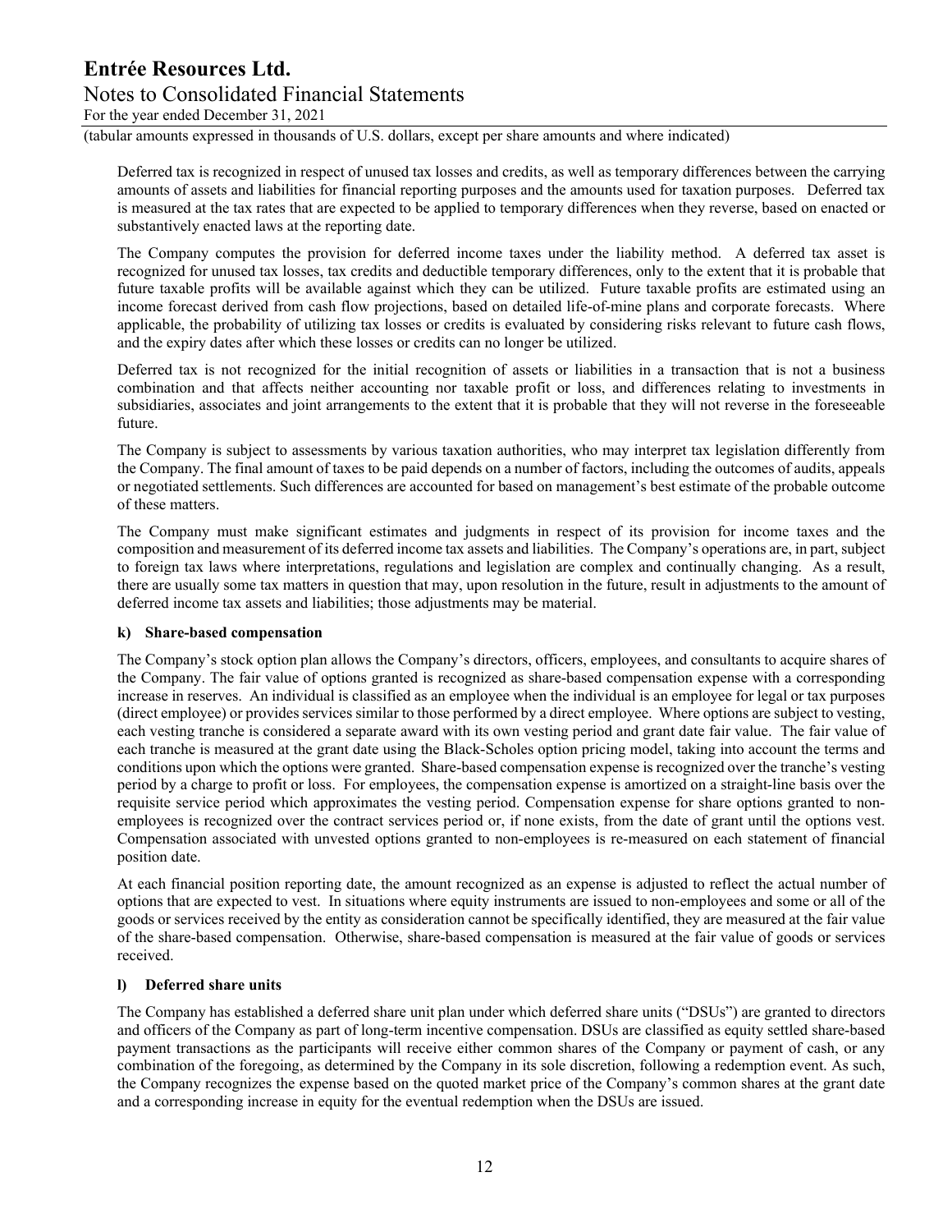Deferred tax is recognized in respect of unused tax losses and credits, as well as temporary differences between the carrying amounts of assets and liabilities for financial reporting purposes and the amounts used for taxation purposes. Deferred tax is measured at the tax rates that are expected to be applied to temporary differences when they reverse, based on enacted or substantively enacted laws at the reporting date.

The Company computes the provision for deferred income taxes under the liability method. A deferred tax asset is recognized for unused tax losses, tax credits and deductible temporary differences, only to the extent that it is probable that future taxable profits will be available against which they can be utilized. Future taxable profits are estimated using an income forecast derived from cash flow projections, based on detailed life-of-mine plans and corporate forecasts. Where applicable, the probability of utilizing tax losses or credits is evaluated by considering risks relevant to future cash flows, and the expiry dates after which these losses or credits can no longer be utilized.

Deferred tax is not recognized for the initial recognition of assets or liabilities in a transaction that is not a business combination and that affects neither accounting nor taxable profit or loss, and differences relating to investments in subsidiaries, associates and joint arrangements to the extent that it is probable that they will not reverse in the foreseeable future.

The Company is subject to assessments by various taxation authorities, who may interpret tax legislation differently from the Company. The final amount of taxes to be paid depends on a number of factors, including the outcomes of audits, appeals or negotiated settlements. Such differences are accounted for based on management's best estimate of the probable outcome of these matters.

The Company must make significant estimates and judgments in respect of its provision for income taxes and the composition and measurement of its deferred income tax assets and liabilities. The Company's operations are, in part, subject to foreign tax laws where interpretations, regulations and legislation are complex and continually changing. As a result, there are usually some tax matters in question that may, upon resolution in the future, result in adjustments to the amount of deferred income tax assets and liabilities; those adjustments may be material.

**k) Share-based compensation**

The Company's stock option plan allows the Company's directors, officers, employees, and consultants to acquire shares of the Company. The fair value of options granted is recognized as share-based compensation expense with a corresponding increase in reserves. An individual is classified as an employee when the individual is an employee for legal or tax purposes (direct employee) or provides services similar to those performed by a direct employee. Where options are subject to vesting, each vesting tranche is considered a separate award with its own vesting period and grant date fair value. The fair value of each tranche is measured at the grant date using the Black-Scholes option pricing model, taking into account the terms and conditions upon which the options were granted. Share-based compensation expense is recognized over the tranche's vesting period by a charge to profit or loss. For employees, the compensation expense is amortized on a straight-line basis over the requisite service period which approximates the vesting period. Compensation expense for share options granted to non-employees is recognized over the contract services period or, if none exists, from the date of grant until the options vest. Compensation associated with unvested options granted to non-employees is re-measured on each statement of financial position date.

At each financial position reporting date, the amount recognized as an expense is adjusted to reflect the actual number of options that are expected to vest. In situations where equity instruments are issued to non-employees and some or all of the goods or services received by the entity as consideration cannot be specifically identified, they are measured at the fair value of the share-based compensation. Otherwise, share-based compensation is measured at the fair value of goods or services received.

**l) Deferred share units**

The Company has established a deferred share unit plan under which deferred share units ("DSUs") are granted to directors and officers of the Company as part of long-term incentive compensation. DSUs are classified as equity settled share-based payment transactions as the participants will receive either common shares of the Company or payment of cash, or any combination of the foregoing, as determined by the Company in its sole discretion, following a redemption event. As such, the Company recognizes the expense based on the quoted market price of the Company's common shares at the grant date and a corresponding increase in equity for the eventual redemption when the DSUs are issued.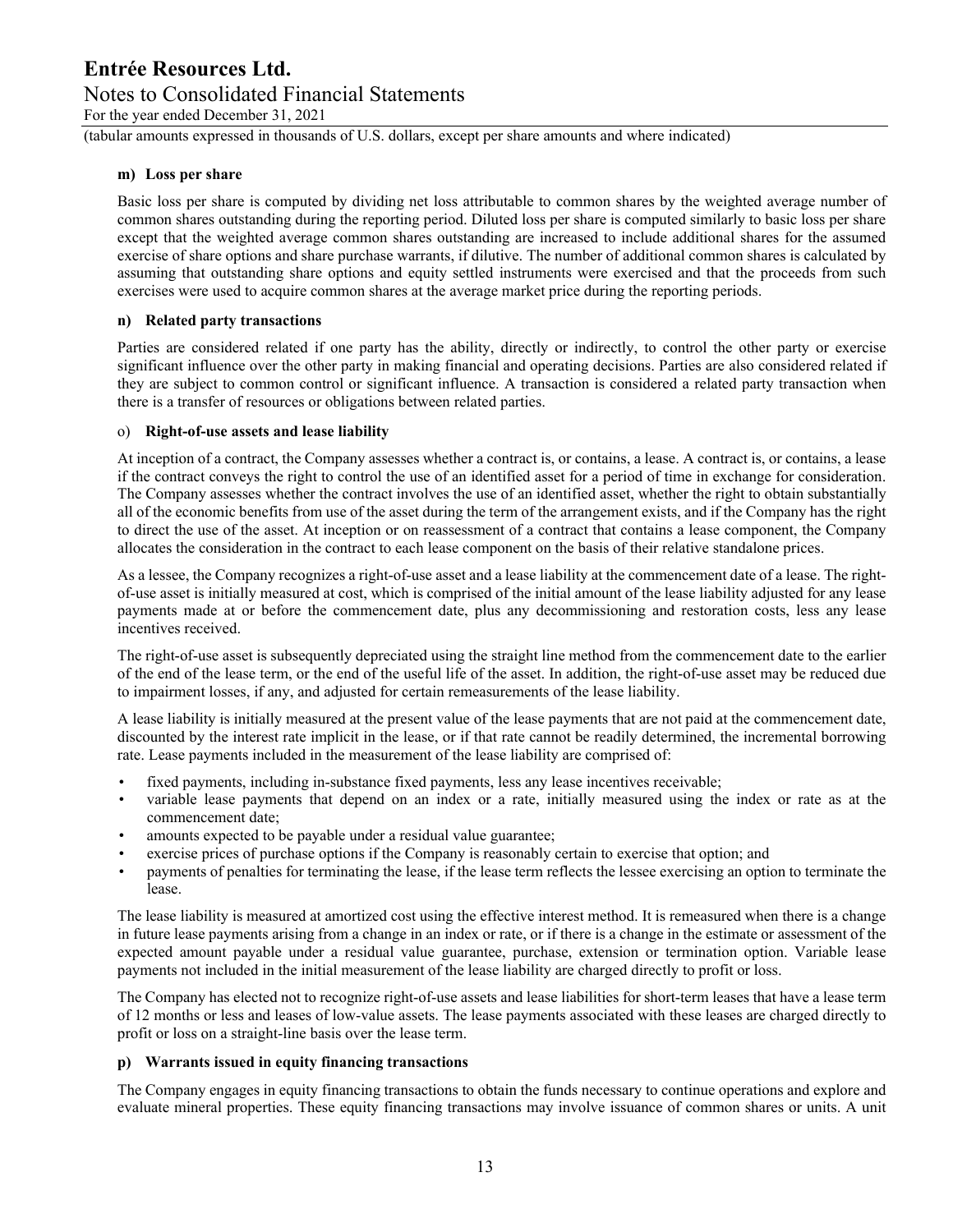**m) Loss per share**

Basic loss per share is computed by dividing net loss attributable to common shares by the weighted average number of common shares outstanding during the reporting period. Diluted loss per share is computed similarly to basic loss per share except that the weighted average common shares outstanding are increased to include additional shares for the assumed exercise of share options and share purchase warrants, if dilutive. The number of additional common shares is calculated by assuming that outstanding share options and equity settled instruments were exercised and that the proceeds from such exercises were used to acquire common shares at the average market price during the reporting periods.

**n) Related party transactions**

Parties are considered related if one party has the ability, directly or indirectly, to control the other party or exercise significant influence over the other party in making financial and operating decisions. Parties are also considered related if they are subject to common control or significant influence. A transaction is considered a related party transaction when there is a transfer of resources or obligations between related parties.

o) **Right-of-use assets and lease liability**

At inception of a contract, the Company assesses whether a contract is, or contains, a lease. A contract is, or contains, a lease if the contract conveys the right to control the use of an identified asset for a period of time in exchange for consideration. The Company assesses whether the contract involves the use of an identified asset, whether the right to obtain substantially all of the economic benefits from use of the asset during the term of the arrangement exists, and if the Company has the right to direct the use of the asset. At inception or on reassessment of a contract that contains a lease component, the Company allocates the consideration in the contract to each lease component on the basis of their relative standalone prices.

As a lessee, the Company recognizes a right-of-use asset and a lease liability at the commencement date of a lease. The right-of-use asset is initially measured at cost, which is comprised of the initial amount of the lease liability adjusted for any lease payments made at or before the commencement date, plus any decommissioning and restoration costs, less any lease incentives received.

The right-of-use asset is subsequently depreciated using the straight line method from the commencement date to the earlier of the end of the lease term, or the end of the useful life of the asset. In addition, the right-of-use asset may be reduced due to impairment losses, if any, and adjusted for certain remeasurements of the lease liability.

A lease liability is initially measured at the present value of the lease payments that are not paid at the commencement date, discounted by the interest rate implicit in the lease, or if that rate cannot be readily determined, the incremental borrowing rate. Lease payments included in the measurement of the lease liability are comprised of:

- fixed payments, including in-substance fixed payments, less any lease incentives receivable;
- variable lease payments that depend on an index or a rate, initially measured using the index or rate as at the commencement date;
- amounts expected to be payable under a residual value guarantee;
- exercise prices of purchase options if the Company is reasonably certain to exercise that option; and
- payments of penalties for terminating the lease, if the lease term reflects the lessee exercising an option to terminate the lease.

The lease liability is measured at amortized cost using the effective interest method. It is remeasured when there is a change in future lease payments arising from a change in an index or rate, or if there is a change in the estimate or assessment of the expected amount payable under a residual value guarantee, purchase, extension or termination option. Variable lease payments not included in the initial measurement of the lease liability are charged directly to profit or loss.

The Company has elected not to recognize right-of-use assets and lease liabilities for short-term leases that have a lease term of 12 months or less and leases of low-value assets. The lease payments associated with these leases are charged directly to profit or loss on a straight-line basis over the lease term.

**p) Warrants issued in equity financing transactions**

The Company engages in equity financing transactions to obtain the funds necessary to continue operations and explore and evaluate mineral properties. These equity financing transactions may involve issuance of common shares or units. A unit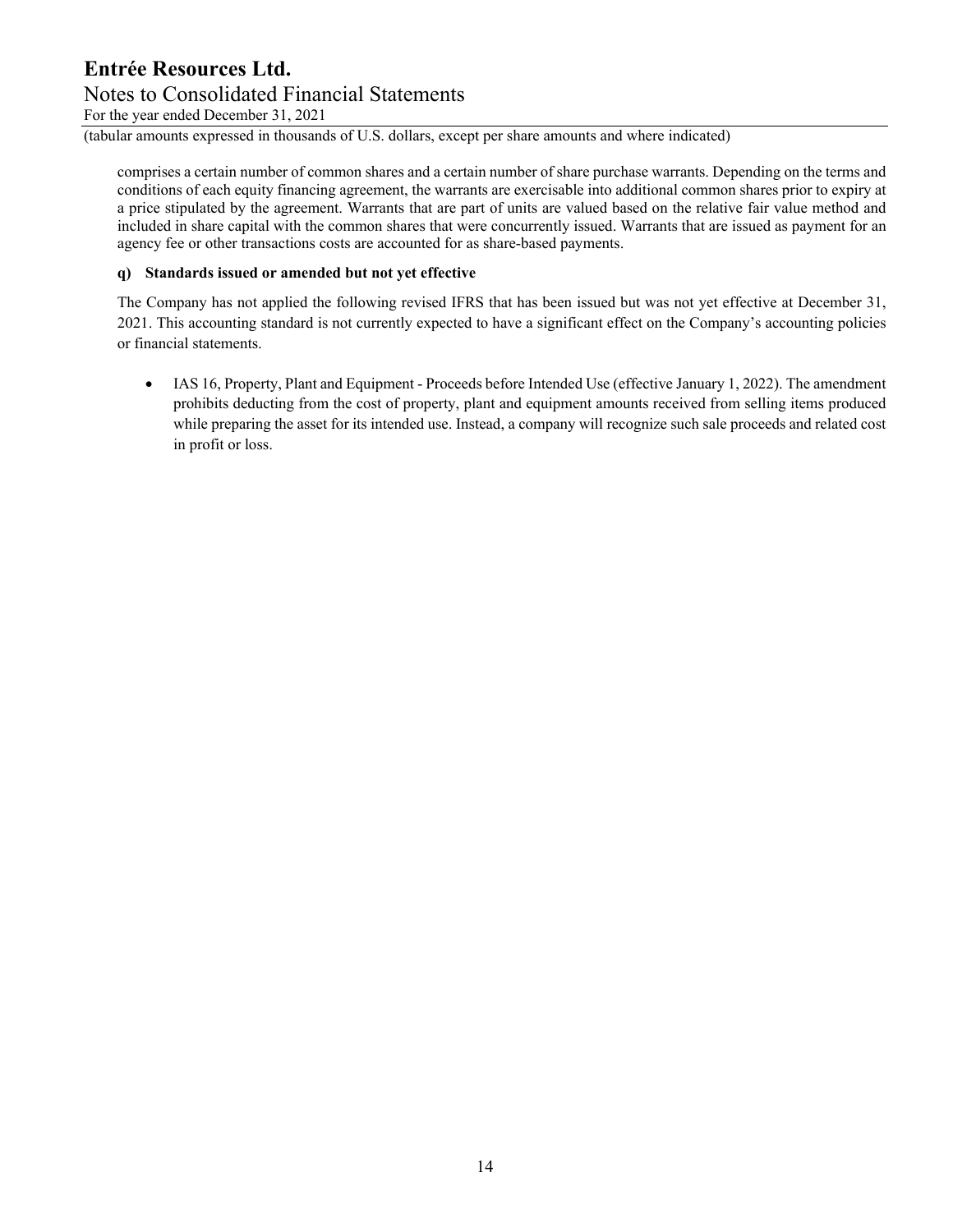comprises a certain number of common shares and a certain number of share purchase warrants. Depending on the terms and conditions of each equity financing agreement, the warrants are exercisable into additional common shares prior to expiry at a price stipulated by the agreement. Warrants that are part of units are valued based on the relative fair value method and included in share capital with the common shares that were concurrently issued. Warrants that are issued as payment for an agency fee or other transactions costs are accounted for as share-based payments.

**q) Standards issued or amended but not yet effective**

The Company has not applied the following revised IFRS that has been issued but was not yet effective at December 31, 2021. This accounting standard is not currently expected to have a significant effect on the Company's accounting policies or financial statements.

- IAS 16, Property, Plant and Equipment - Proceeds before Intended Use (effective January 1, 2022). The amendment prohibits deducting from the cost of property, plant and equipment amounts received from selling items produced while preparing the asset for its intended use. Instead, a company will recognize such sale proceeds and related cost in profit or loss.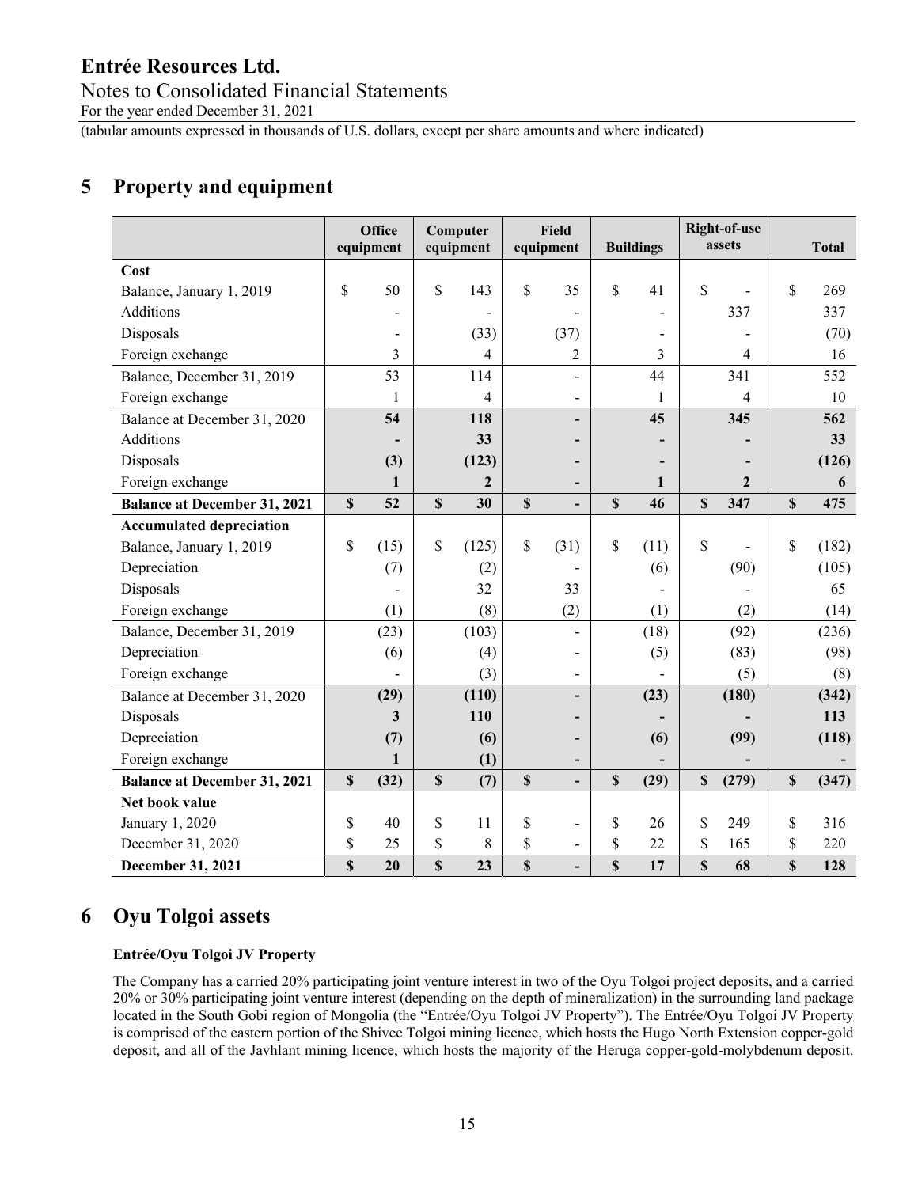# 5 Property and equipment

| | Office equipment | Computer equipment | Field equipment | Buildings | Right-of-use assets | Total |
|---|---|---|---|---|---|---|
| **Cost** | | | | | | |
| Balance, January 1, 2019 | $ 50 | $ 143 | $ 35 | $ 41 | $ - | $ 269 |
| Additions | - | - | - | - | 337 | 337 |
| Disposals | - | (33) | (37) | - | - | (70) |
| Foreign exchange | 3 | 4 | 2 | 3 | 4 | 16 |
| Balance, December 31, 2019 | 53 | 114 | - | 44 | 341 | 552 |
| Foreign exchange | 1 | 4 | - | 1 | 4 | 10 |
| Balance at December 31, 2020 | **54** | **118** | **-** | **45** | **345** | **562** |
| Additions | **-** | **33** | **-** | **-** | **-** | **33** |
| Disposals | **(3)** | **(123)** | **-** | **-** | **-** | **(126)** |
| Foreign exchange | **1** | **2** | **-** | **1** | **2** | **6** |
| **Balance at December 31, 2021** | **$ 52** | **$ 30** | **$ -** | **$ 46** | **$ 347** | **$ 475** |
| **Accumulated depreciation** | | | | | | |
| Balance, January 1, 2019 | $ (15) | $ (125) | $ (31) | $ (11) | $ - | $ (182) |
| Depreciation | (7) | (2) | - | (6) | (90) | (105) |
| Disposals | - | 32 | 33 | - | - | 65 |
| Foreign exchange | (1) | (8) | (2) | (1) | (2) | (14) |
| Balance, December 31, 2019 | (23) | (103) | - | (18) | (92) | (236) |
| Depreciation | (6) | (4) | - | (5) | (83) | (98) |
| Foreign exchange | - | (3) | - | - | (5) | (8) |
| Balance at December 31, 2020 | **(29)** | **(110)** | **-** | **(23)** | **(180)** | **(342)** |
| Disposals | **3** | **110** | **-** | **-** | **-** | **113** |
| Depreciation | **(7)** | **(6)** | **-** | **(6)** | **(99)** | **(118)** |
| Foreign exchange | **1** | **(1)** | **-** | **-** | **-** | **-** |
| **Balance at December 31, 2021** | **$ (32)** | **$ (7)** | **$ -** | **$ (29)** | **$ (279)** | **$ (347)** |
| **Net book value** | | | | | | |
| January 1, 2020 | $ 40 | $ 11 | $ - | $ 26 | $ 249 | $ 316 |
| December 31, 2020 | $ 25 | $ 8 | $ - | $ 22 | $ 165 | $ 220 |
| **December 31, 2021** | **$ 20** | **$ 23** | **$ -** | **$ 17** | **$ 68** | **$ 128** |

# 6 Oyu Tolgoi assets

**Entrée/Oyu Tolgoi JV Property**

The Company has a carried 20% participating joint venture interest in two of the Oyu Tolgoi project deposits, and a carried 20% or 30% participating joint venture interest (depending on the depth of mineralization) in the surrounding land package located in the South Gobi region of Mongolia (the "Entrée/Oyu Tolgoi JV Property"). The Entrée/Oyu Tolgoi JV Property is comprised of the eastern portion of the Shivee Tolgoi mining licence, which hosts the Hugo North Extension copper-gold deposit, and all of the Javhlant mining licence, which hosts the majority of the Heruga copper-gold-molybdenum deposit.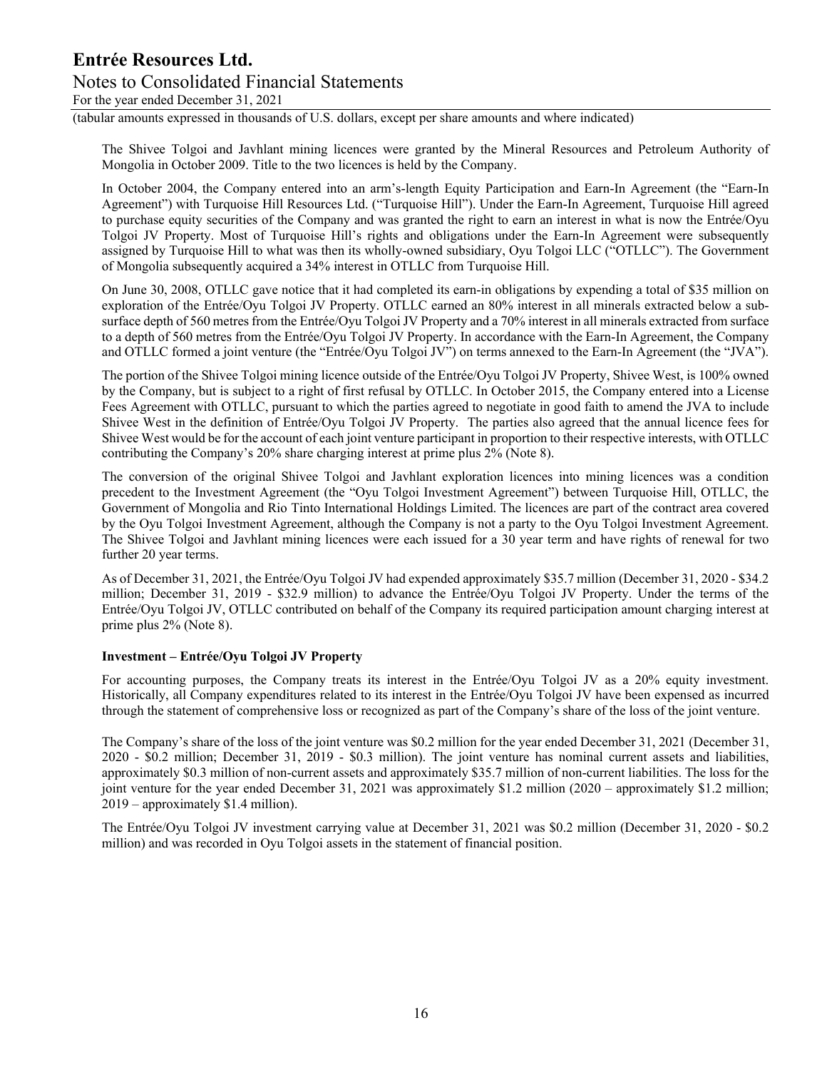The Shivee Tolgoi and Javhlant mining licences were granted by the Mineral Resources and Petroleum Authority of Mongolia in October 2009. Title to the two licences is held by the Company.

In October 2004, the Company entered into an arm's-length Equity Participation and Earn-In Agreement (the "Earn-In Agreement") with Turquoise Hill Resources Ltd. ("Turquoise Hill"). Under the Earn-In Agreement, Turquoise Hill agreed to purchase equity securities of the Company and was granted the right to earn an interest in what is now the Entrée/Oyu Tolgoi JV Property. Most of Turquoise Hill's rights and obligations under the Earn-In Agreement were subsequently assigned by Turquoise Hill to what was then its wholly-owned subsidiary, Oyu Tolgoi LLC ("OTLLC"). The Government of Mongolia subsequently acquired a 34% interest in OTLLC from Turquoise Hill.

On June 30, 2008, OTLLC gave notice that it had completed its earn-in obligations by expending a total of $35 million on exploration of the Entrée/Oyu Tolgoi JV Property. OTLLC earned an 80% interest in all minerals extracted below a sub-surface depth of 560 metres from the Entrée/Oyu Tolgoi JV Property and a 70% interest in all minerals extracted from surface to a depth of 560 metres from the Entrée/Oyu Tolgoi JV Property. In accordance with the Earn-In Agreement, the Company and OTLLC formed a joint venture (the "Entrée/Oyu Tolgoi JV") on terms annexed to the Earn-In Agreement (the "JVA").

The portion of the Shivee Tolgoi mining licence outside of the Entrée/Oyu Tolgoi JV Property, Shivee West, is 100% owned by the Company, but is subject to a right of first refusal by OTLLC. In October 2015, the Company entered into a License Fees Agreement with OTLLC, pursuant to which the parties agreed to negotiate in good faith to amend the JVA to include Shivee West in the definition of Entrée/Oyu Tolgoi JV Property. The parties also agreed that the annual licence fees for Shivee West would be for the account of each joint venture participant in proportion to their respective interests, with OTLLC contributing the Company's 20% share charging interest at prime plus 2% (Note 8).

The conversion of the original Shivee Tolgoi and Javhlant exploration licences into mining licences was a condition precedent to the Investment Agreement (the "Oyu Tolgoi Investment Agreement") between Turquoise Hill, OTLLC, the Government of Mongolia and Rio Tinto International Holdings Limited. The licences are part of the contract area covered by the Oyu Tolgoi Investment Agreement, although the Company is not a party to the Oyu Tolgoi Investment Agreement. The Shivee Tolgoi and Javhlant mining licences were each issued for a 30 year term and have rights of renewal for two further 20 year terms.

As of December 31, 2021, the Entrée/Oyu Tolgoi JV had expended approximately $35.7 million (December 31, 2020 - $34.2 million; December 31, 2019 - $32.9 million) to advance the Entrée/Oyu Tolgoi JV Property. Under the terms of the Entrée/Oyu Tolgoi JV, OTLLC contributed on behalf of the Company its required participation amount charging interest at prime plus 2% (Note 8).

**Investment – Entrée/Oyu Tolgoi JV Property**

For accounting purposes, the Company treats its interest in the Entrée/Oyu Tolgoi JV as a 20% equity investment. Historically, all Company expenditures related to its interest in the Entrée/Oyu Tolgoi JV have been expensed as incurred through the statement of comprehensive loss or recognized as part of the Company's share of the loss of the joint venture.

The Company's share of the loss of the joint venture was $0.2 million for the year ended December 31, 2021 (December 31, 2020 - $0.2 million; December 31, 2019 - $0.3 million). The joint venture has nominal current assets and liabilities, approximately $0.3 million of non-current assets and approximately $35.7 million of non-current liabilities. The loss for the joint venture for the year ended December 31, 2021 was approximately $1.2 million (2020 – approximately $1.2 million; 2019 – approximately $1.4 million).

The Entrée/Oyu Tolgoi JV investment carrying value at December 31, 2021 was $0.2 million (December 31, 2020 - $0.2 million) and was recorded in Oyu Tolgoi assets in the statement of financial position.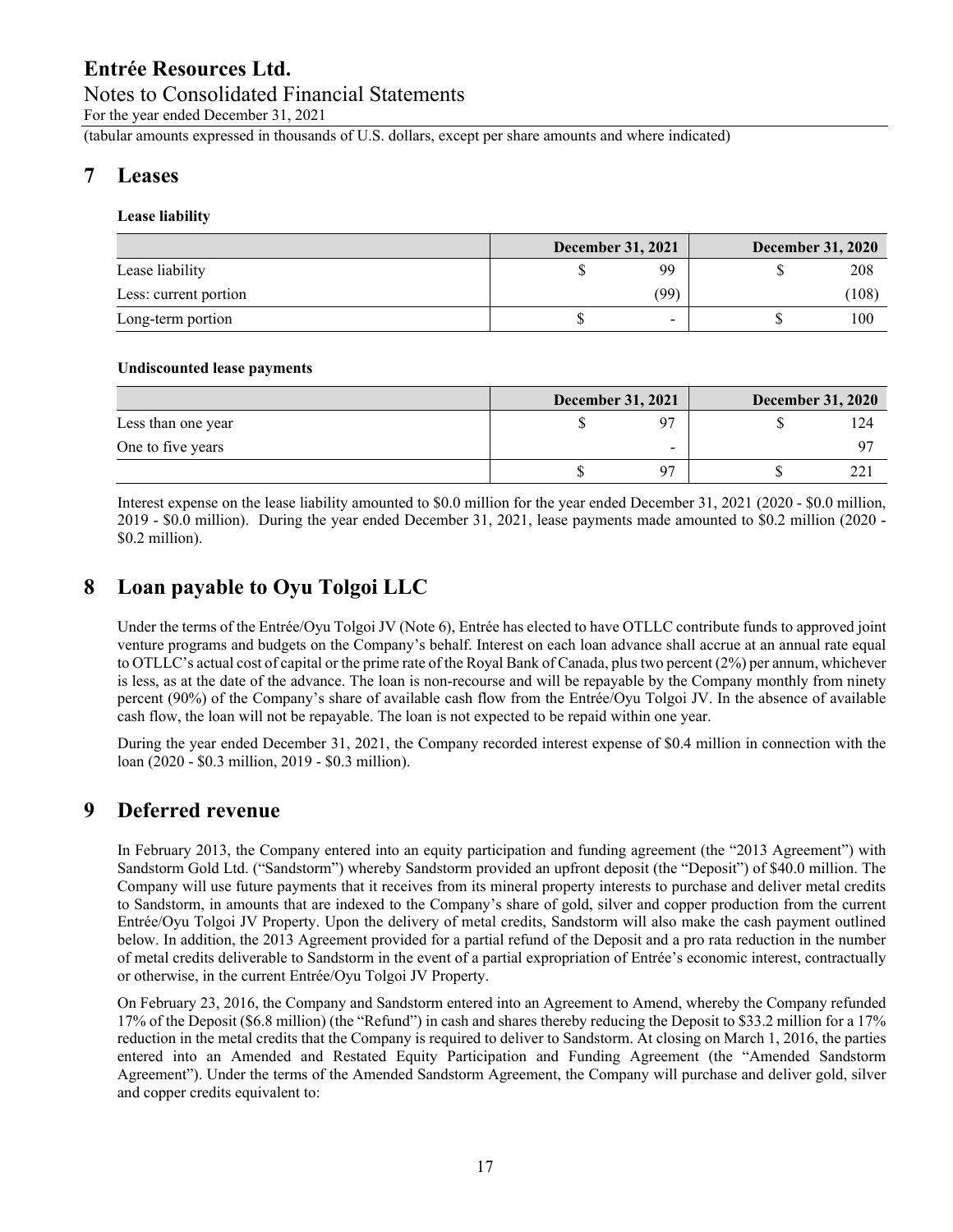## 7 Leases

**Lease liability**

| | December 31, 2021 | December 31, 2020 |
|---|---|---|
| Lease liability | $ 99 | $ 208 |
| Less: current portion | (99) | (108) |
| Long-term portion | $ - | $ 100 |

**Undiscounted lease payments**

| | December 31, 2021 | December 31, 2020 |
|---|---|---|
| Less than one year | $ 97 | $ 124 |
| One to five years | - | 97 |
| | $ 97 | $ 221 |

Interest expense on the lease liability amounted to $0.0 million for the year ended December 31, 2021 (2020 - $0.0 million, 2019 - $0.0 million). During the year ended December 31, 2021, lease payments made amounted to $0.2 million (2020 - $0.2 million).

## 8 Loan payable to Oyu Tolgoi LLC

Under the terms of the Entrée/Oyu Tolgoi JV (Note 6), Entrée has elected to have OTLLC contribute funds to approved joint venture programs and budgets on the Company's behalf. Interest on each loan advance shall accrue at an annual rate equal to OTLLC's actual cost of capital or the prime rate of the Royal Bank of Canada, plus two percent (2%) per annum, whichever is less, as at the date of the advance. The loan is non-recourse and will be repayable by the Company monthly from ninety percent (90%) of the Company's share of available cash flow from the Entrée/Oyu Tolgoi JV. In the absence of available cash flow, the loan will not be repayable. The loan is not expected to be repaid within one year.

During the year ended December 31, 2021, the Company recorded interest expense of $0.4 million in connection with the loan (2020 - $0.3 million, 2019 - $0.3 million).

## 9 Deferred revenue

In February 2013, the Company entered into an equity participation and funding agreement (the "2013 Agreement") with Sandstorm Gold Ltd. ("Sandstorm") whereby Sandstorm provided an upfront deposit (the "Deposit") of $40.0 million. The Company will use future payments that it receives from its mineral property interests to purchase and deliver metal credits to Sandstorm, in amounts that are indexed to the Company's share of gold, silver and copper production from the current Entrée/Oyu Tolgoi JV Property. Upon the delivery of metal credits, Sandstorm will also make the cash payment outlined below. In addition, the 2013 Agreement provided for a partial refund of the Deposit and a pro rata reduction in the number of metal credits deliverable to Sandstorm in the event of a partial expropriation of Entrée's economic interest, contractually or otherwise, in the current Entrée/Oyu Tolgoi JV Property.

On February 23, 2016, the Company and Sandstorm entered into an Agreement to Amend, whereby the Company refunded 17% of the Deposit ($6.8 million) (the "Refund") in cash and shares thereby reducing the Deposit to $33.2 million for a 17% reduction in the metal credits that the Company is required to deliver to Sandstorm. At closing on March 1, 2016, the parties entered into an Amended and Restated Equity Participation and Funding Agreement (the "Amended Sandstorm Agreement"). Under the terms of the Amended Sandstorm Agreement, the Company will purchase and deliver gold, silver and copper credits equivalent to: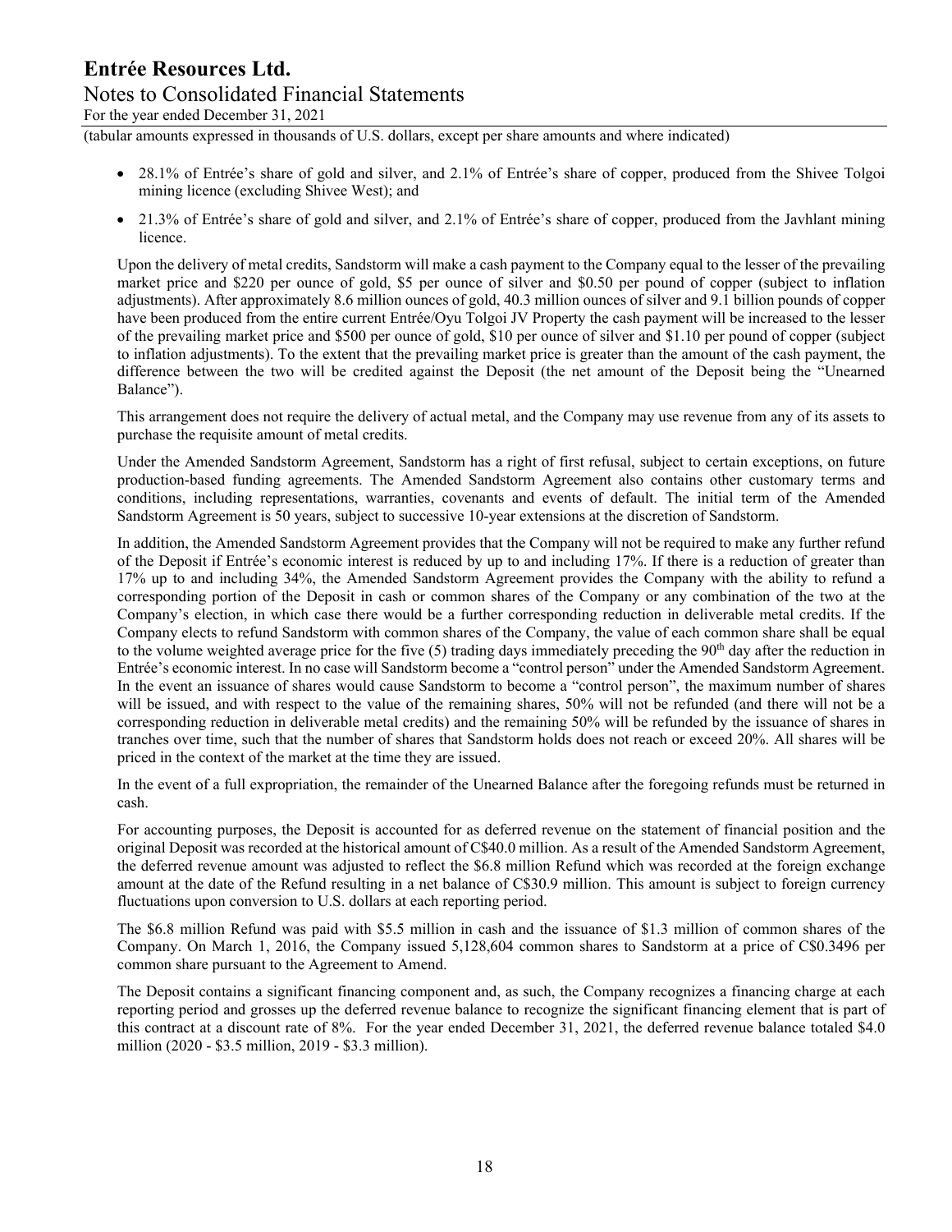- 28.1% of Entrée's share of gold and silver, and 2.1% of Entrée's share of copper, produced from the Shivee Tolgoi mining licence (excluding Shivee West); and
- 21.3% of Entrée's share of gold and silver, and 2.1% of Entrée's share of copper, produced from the Javhlant mining licence.

Upon the delivery of metal credits, Sandstorm will make a cash payment to the Company equal to the lesser of the prevailing market price and $220 per ounce of gold, $5 per ounce of silver and $0.50 per pound of copper (subject to inflation adjustments). After approximately 8.6 million ounces of gold, 40.3 million ounces of silver and 9.1 billion pounds of copper have been produced from the entire current Entrée/Oyu Tolgoi JV Property the cash payment will be increased to the lesser of the prevailing market price and $500 per ounce of gold, $10 per ounce of silver and $1.10 per pound of copper (subject to inflation adjustments). To the extent that the prevailing market price is greater than the amount of the cash payment, the difference between the two will be credited against the Deposit (the net amount of the Deposit being the "Unearned Balance").

This arrangement does not require the delivery of actual metal, and the Company may use revenue from any of its assets to purchase the requisite amount of metal credits.

Under the Amended Sandstorm Agreement, Sandstorm has a right of first refusal, subject to certain exceptions, on future production-based funding agreements. The Amended Sandstorm Agreement also contains other customary terms and conditions, including representations, warranties, covenants and events of default. The initial term of the Amended Sandstorm Agreement is 50 years, subject to successive 10-year extensions at the discretion of Sandstorm.

In addition, the Amended Sandstorm Agreement provides that the Company will not be required to make any further refund of the Deposit if Entrée's economic interest is reduced by up to and including 17%. If there is a reduction of greater than 17% up to and including 34%, the Amended Sandstorm Agreement provides the Company with the ability to refund a corresponding portion of the Deposit in cash or common shares of the Company or any combination of the two at the Company's election, in which case there would be a further corresponding reduction in deliverable metal credits. If the Company elects to refund Sandstorm with common shares of the Company, the value of each common share shall be equal to the volume weighted average price for the five (5) trading days immediately preceding the 90th day after the reduction in Entrée's economic interest. In no case will Sandstorm become a "control person" under the Amended Sandstorm Agreement. In the event an issuance of shares would cause Sandstorm to become a "control person", the maximum number of shares will be issued, and with respect to the value of the remaining shares, 50% will not be refunded (and there will not be a corresponding reduction in deliverable metal credits) and the remaining 50% will be refunded by the issuance of shares in tranches over time, such that the number of shares that Sandstorm holds does not reach or exceed 20%. All shares will be priced in the context of the market at the time they are issued.

In the event of a full expropriation, the remainder of the Unearned Balance after the foregoing refunds must be returned in cash.

For accounting purposes, the Deposit is accounted for as deferred revenue on the statement of financial position and the original Deposit was recorded at the historical amount of C$40.0 million. As a result of the Amended Sandstorm Agreement, the deferred revenue amount was adjusted to reflect the $6.8 million Refund which was recorded at the foreign exchange amount at the date of the Refund resulting in a net balance of C$30.9 million. This amount is subject to foreign currency fluctuations upon conversion to U.S. dollars at each reporting period.

The $6.8 million Refund was paid with $5.5 million in cash and the issuance of $1.3 million of common shares of the Company. On March 1, 2016, the Company issued 5,128,604 common shares to Sandstorm at a price of C$0.3496 per common share pursuant to the Agreement to Amend.

The Deposit contains a significant financing component and, as such, the Company recognizes a financing charge at each reporting period and grosses up the deferred revenue balance to recognize the significant financing element that is part of this contract at a discount rate of 8%. For the year ended December 31, 2021, the deferred revenue balance totaled $4.0 million (2020 - $3.5 million, 2019 - $3.3 million).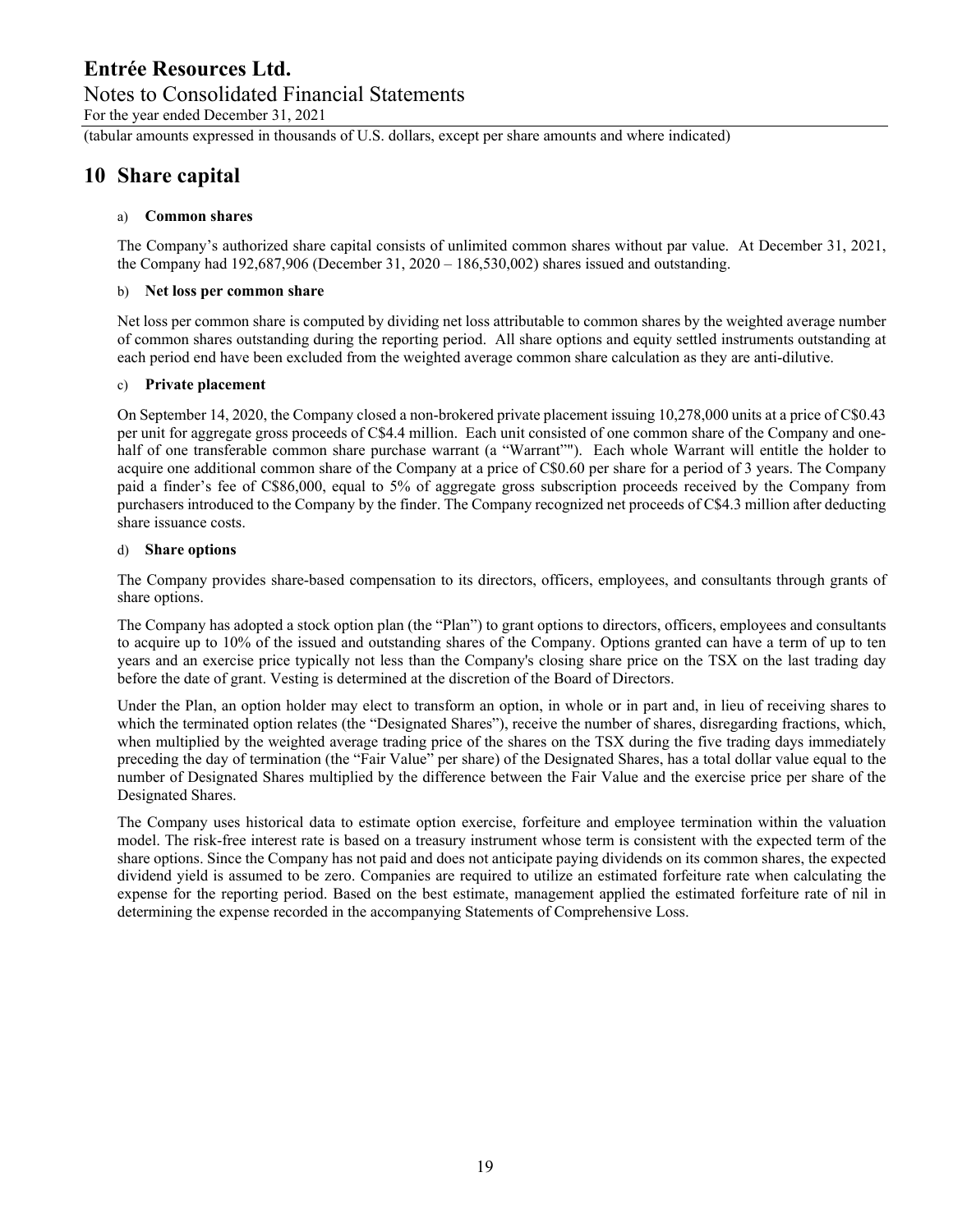# 10 Share capital

a) **Common shares**

The Company's authorized share capital consists of unlimited common shares without par value. At December 31, 2021, the Company had 192,687,906 (December 31, 2020 – 186,530,002) shares issued and outstanding.

b) **Net loss per common share**

Net loss per common share is computed by dividing net loss attributable to common shares by the weighted average number of common shares outstanding during the reporting period. All share options and equity settled instruments outstanding at each period end have been excluded from the weighted average common share calculation as they are anti-dilutive.

c) **Private placement**

On September 14, 2020, the Company closed a non-brokered private placement issuing 10,278,000 units at a price of C$0.43 per unit for aggregate gross proceeds of C$4.4 million. Each unit consisted of one common share of the Company and one-half of one transferable common share purchase warrant (a "Warrant""). Each whole Warrant will entitle the holder to acquire one additional common share of the Company at a price of C$0.60 per share for a period of 3 years. The Company paid a finder's fee of C$86,000, equal to 5% of aggregate gross subscription proceeds received by the Company from purchasers introduced to the Company by the finder. The Company recognized net proceeds of C$4.3 million after deducting share issuance costs.

d) **Share options**

The Company provides share-based compensation to its directors, officers, employees, and consultants through grants of share options.

The Company has adopted a stock option plan (the "Plan") to grant options to directors, officers, employees and consultants to acquire up to 10% of the issued and outstanding shares of the Company. Options granted can have a term of up to ten years and an exercise price typically not less than the Company's closing share price on the TSX on the last trading day before the date of grant. Vesting is determined at the discretion of the Board of Directors.

Under the Plan, an option holder may elect to transform an option, in whole or in part and, in lieu of receiving shares to which the terminated option relates (the "Designated Shares"), receive the number of shares, disregarding fractions, which, when multiplied by the weighted average trading price of the shares on the TSX during the five trading days immediately preceding the day of termination (the "Fair Value" per share) of the Designated Shares, has a total dollar value equal to the number of Designated Shares multiplied by the difference between the Fair Value and the exercise price per share of the Designated Shares.

The Company uses historical data to estimate option exercise, forfeiture and employee termination within the valuation model. The risk-free interest rate is based on a treasury instrument whose term is consistent with the expected term of the share options. Since the Company has not paid and does not anticipate paying dividends on its common shares, the expected dividend yield is assumed to be zero. Companies are required to utilize an estimated forfeiture rate when calculating the expense for the reporting period. Based on the best estimate, management applied the estimated forfeiture rate of nil in determining the expense recorded in the accompanying Statements of Comprehensive Loss.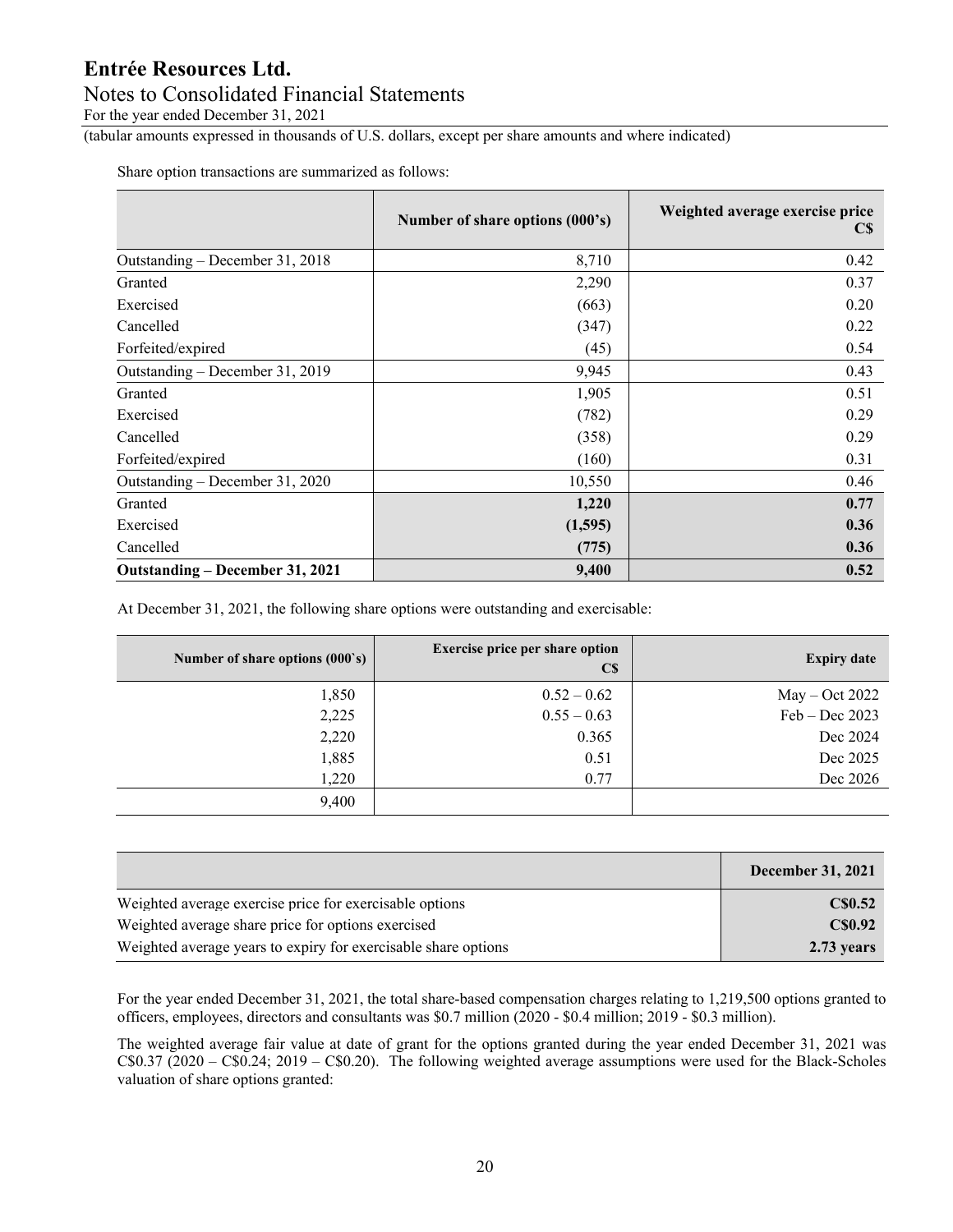Share option transactions are summarized as follows:

| | Number of share options (000's) | Weighted average exercise price C$ |
|---|---|---|
| Outstanding – December 31, 2018 | 8,710 | 0.42 |
| Granted | 2,290 | 0.37 |
| Exercised | (663) | 0.20 |
| Cancelled | (347) | 0.22 |
| Forfeited/expired | (45) | 0.54 |
| Outstanding – December 31, 2019 | 9,945 | 0.43 |
| Granted | 1,905 | 0.51 |
| Exercised | (782) | 0.29 |
| Cancelled | (358) | 0.29 |
| Forfeited/expired | (160) | 0.31 |
| Outstanding – December 31, 2020 | 10,550 | 0.46 |
| Granted | **1,220** | **0.77** |
| Exercised | **(1,595)** | **0.36** |
| Cancelled | **(775)** | **0.36** |
| **Outstanding – December 31, 2021** | **9,400** | **0.52** |

At December 31, 2021, the following share options were outstanding and exercisable:

| Number of share options (000`s) | Exercise price per share option C$ | Expiry date |
|---|---|---|
| 1,850 | 0.52 – 0.62 | May – Oct 2022 |
| 2,225 | 0.55 – 0.63 | Feb – Dec 2023 |
| 2,220 | 0.365 | Dec 2024 |
| 1,885 | 0.51 | Dec 2025 |
| 1,220 | 0.77 | Dec 2026 |
| 9,400 | | |

| | December 31, 2021 |
|---|---|
| Weighted average exercise price for exercisable options | **C$0.52** |
| Weighted average share price for options exercised | **C$0.92** |
| Weighted average years to expiry for exercisable share options | **2.73 years** |

For the year ended December 31, 2021, the total share-based compensation charges relating to 1,219,500 options granted to officers, employees, directors and consultants was $0.7 million (2020 - $0.4 million; 2019 - $0.3 million).

The weighted average fair value at date of grant for the options granted during the year ended December 31, 2021 was C$0.37 (2020 – C$0.24; 2019 – C$0.20). The following weighted average assumptions were used for the Black-Scholes valuation of share options granted: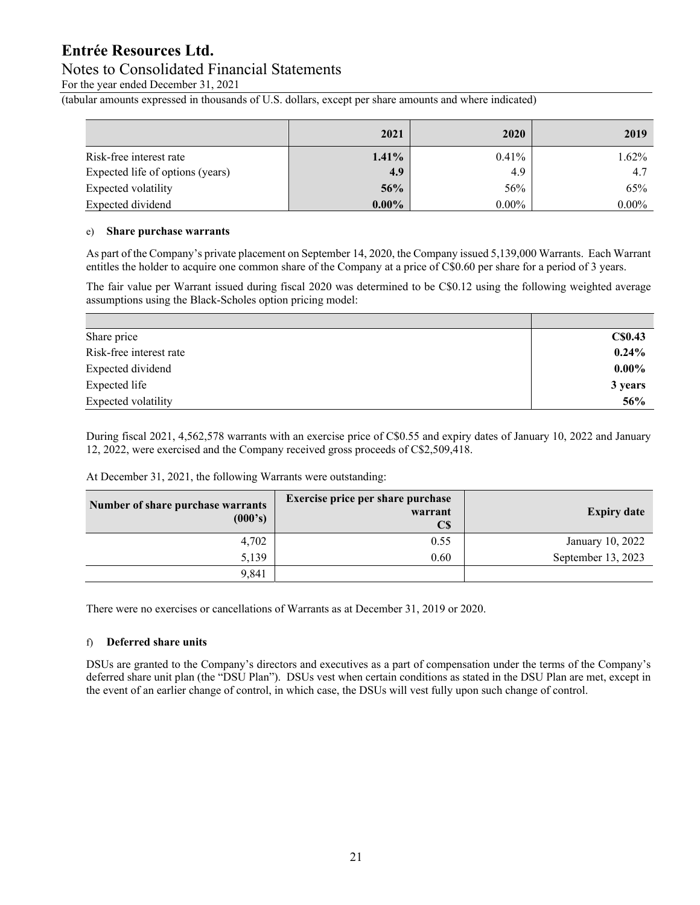| | 2021 | 2020 | 2019 |
|---|---|---|---|
| Risk-free interest rate | **1.41%** | 0.41% | 1.62% |
| Expected life of options (years) | **4.9** | 4.9 | 4.7 |
| Expected volatility | **56%** | 56% | 65% |
| Expected dividend | **0.00%** | 0.00% | 0.00% |

e) **Share purchase warrants**

As part of the Company's private placement on September 14, 2020, the Company issued 5,139,000 Warrants. Each Warrant entitles the holder to acquire one common share of the Company at a price of C$0.60 per share for a period of 3 years.

The fair value per Warrant issued during fiscal 2020 was determined to be C$0.12 using the following weighted average assumptions using the Black-Scholes option pricing model:

| | |
|---|---|
| Share price | **C$0.43** |
| Risk-free interest rate | **0.24%** |
| Expected dividend | **0.00%** |
| Expected life | **3 years** |
| Expected volatility | **56%** |

During fiscal 2021, 4,562,578 warrants with an exercise price of C$0.55 and expiry dates of January 10, 2022 and January 12, 2022, were exercised and the Company received gross proceeds of C$2,509,418.

At December 31, 2021, the following Warrants were outstanding:

| Number of share purchase warrants (000's) | Exercise price per share purchase warrant C$ | Expiry date |
|---|---|---|
| 4,702 | 0.55 | January 10, 2022 |
| 5,139 | 0.60 | September 13, 2023 |
| 9,841 | | |

There were no exercises or cancellations of Warrants as at December 31, 2019 or 2020.

f) **Deferred share units**

DSUs are granted to the Company's directors and executives as a part of compensation under the terms of the Company's deferred share unit plan (the "DSU Plan"). DSUs vest when certain conditions as stated in the DSU Plan are met, except in the event of an earlier change of control, in which case, the DSUs will vest fully upon such change of control.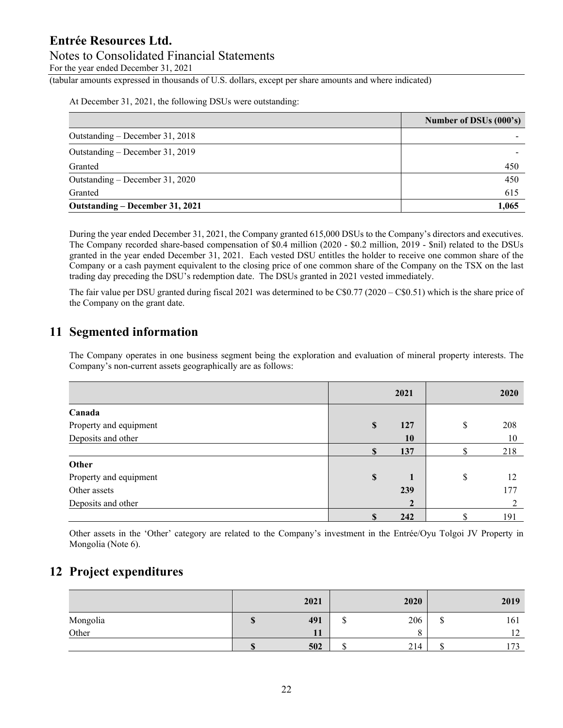At December 31, 2021, the following DSUs were outstanding:

| | Number of DSUs (000's) |
|---|---|
| Outstanding – December 31, 2018 | - |
| Outstanding – December 31, 2019 | - |
| Granted | 450 |
| Outstanding – December 31, 2020 | 450 |
| Granted | 615 |
| **Outstanding – December 31, 2021** | **1,065** |

During the year ended December 31, 2021, the Company granted 615,000 DSUs to the Company's directors and executives. The Company recorded share-based compensation of $0.4 million (2020 - $0.2 million, 2019 - $nil) related to the DSUs granted in the year ended December 31, 2021. Each vested DSU entitles the holder to receive one common share of the Company or a cash payment equivalent to the closing price of one common share of the Company on the TSX on the last trading day preceding the DSU's redemption date. The DSUs granted in 2021 vested immediately.

The fair value per DSU granted during fiscal 2021 was determined to be C$0.77 (2020 – C$0.51) which is the share price of the Company on the grant date.

## 11 Segmented information

The Company operates in one business segment being the exploration and evaluation of mineral property interests. The Company's non-current assets geographically are as follows:

| | 2021 | 2020 |
|---|---|---|
| **Canada** | | |
| Property and equipment | **$ 127** | $ 208 |
| Deposits and other | **10** | 10 |
| | **$ 137** | $ 218 |
| **Other** | | |
| Property and equipment | **$ 1** | $ 12 |
| Other assets | **239** | 177 |
| Deposits and other | **2** | 2 |
| | **$ 242** | $ 191 |

Other assets in the 'Other' category are related to the Company's investment in the Entrée/Oyu Tolgoi JV Property in Mongolia (Note 6).

## 12 Project expenditures

| | 2021 | 2020 | 2019 |
|---|---|---|---|
| Mongolia | **$ 491** | $ 206 | $ 161 |
| Other | **11** | 8 | 12 |
| | **$ 502** | $ 214 | $ 173 |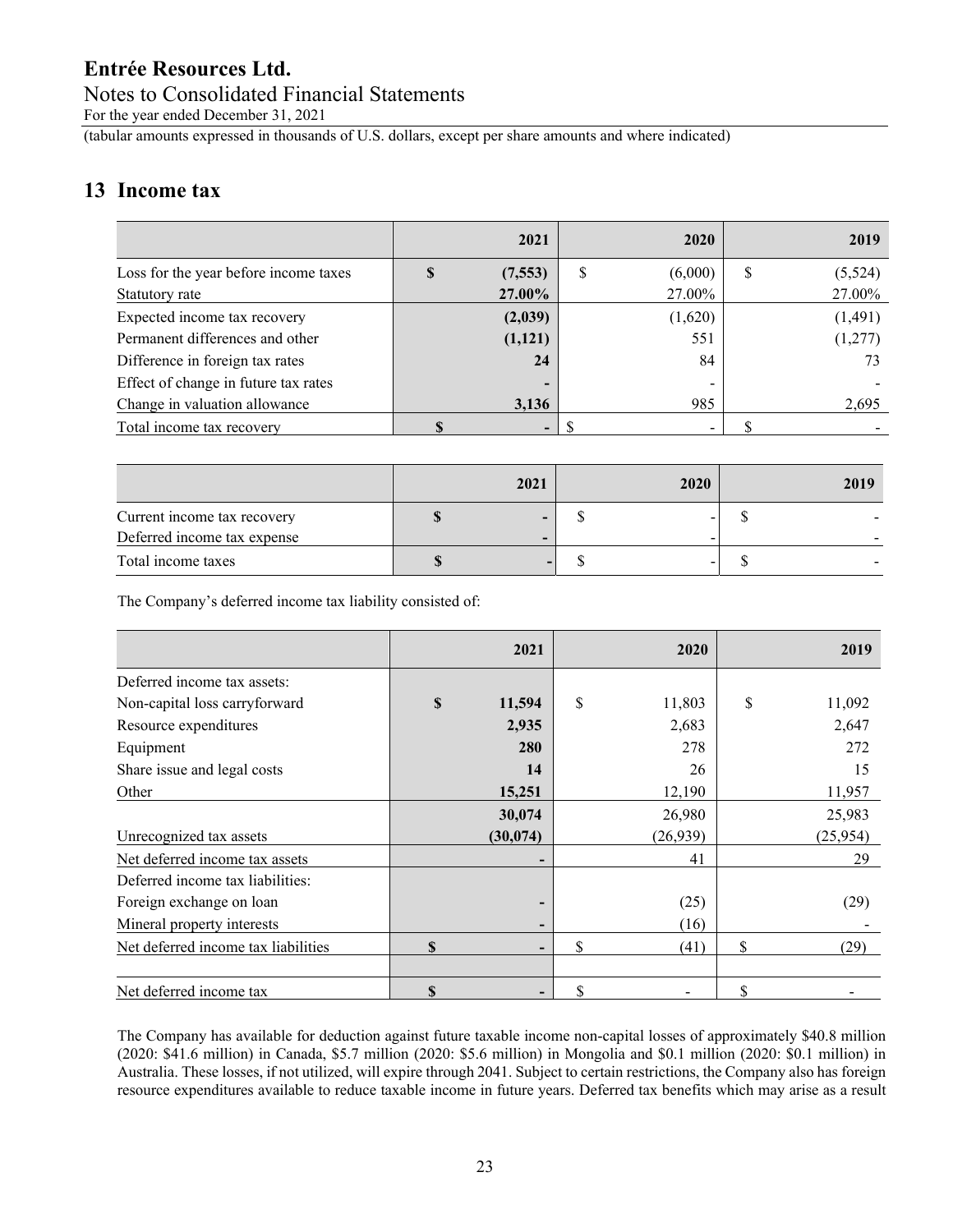## 13 Income tax

| | 2021 | 2020 | 2019 |
|---|---|---|---|
| Loss for the year before income taxes | **$ (7,553)** | $ (6,000) | $ (5,524) |
| Statutory rate | **27.00%** | 27.00% | 27.00% |
| Expected income tax recovery | **(2,039)** | (1,620) | (1,491) |
| Permanent differences and other | **(1,121)** | 551 | (1,277) |
| Difference in foreign tax rates | **24** | 84 | 73 |
| Effect of change in future tax rates | **-** | - | - |
| Change in valuation allowance | **3,136** | 985 | 2,695 |
| Total income tax recovery | **$ -** | $ - | $ - |

| | 2021 | 2020 | 2019 |
|---|---|---|---|
| Current income tax recovery | **$ -** | $ - | $ - |
| Deferred income tax expense | **-** | - | - |
| Total income taxes | **$ -** | $ - | $ - |

The Company's deferred income tax liability consisted of:

| | 2021 | 2020 | 2019 |
|---|---|---|---|
| Deferred income tax assets: | | | |
| Non-capital loss carryforward | **$ 11,594** | $ 11,803 | $ 11,092 |
| Resource expenditures | **2,935** | 2,683 | 2,647 |
| Equipment | **280** | 278 | 272 |
| Share issue and legal costs | **14** | 26 | 15 |
| Other | **15,251** | 12,190 | 11,957 |
| | **30,074** | 26,980 | 25,983 |
| Unrecognized tax assets | **(30,074)** | (26,939) | (25,954) |
| Net deferred income tax assets | **-** | 41 | 29 |
| Deferred income tax liabilities: | | | |
| Foreign exchange on loan | **-** | (25) | (29) |
| Mineral property interests | **-** | (16) | - |
| Net deferred income tax liabilities | **$ -** | $ (41) | $ (29) |
| | | | |
| Net deferred income tax | **$ -** | $ - | $ - |

The Company has available for deduction against future taxable income non-capital losses of approximately $40.8 million (2020: $41.6 million) in Canada, $5.7 million (2020: $5.6 million) in Mongolia and $0.1 million (2020: $0.1 million) in Australia. These losses, if not utilized, will expire through 2041. Subject to certain restrictions, the Company also has foreign resource expenditures available to reduce taxable income in future years. Deferred tax benefits which may arise as a result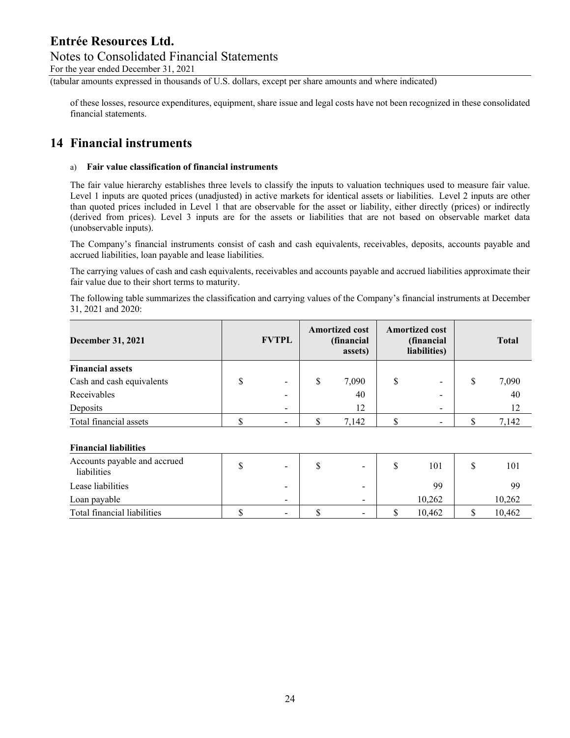of these losses, resource expenditures, equipment, share issue and legal costs have not been recognized in these consolidated financial statements.

# 14 Financial instruments

a) **Fair value classification of financial instruments**

The fair value hierarchy establishes three levels to classify the inputs to valuation techniques used to measure fair value. Level 1 inputs are quoted prices (unadjusted) in active markets for identical assets or liabilities. Level 2 inputs are other than quoted prices included in Level 1 that are observable for the asset or liability, either directly (prices) or indirectly (derived from prices). Level 3 inputs are for the assets or liabilities that are not based on observable market data (unobservable inputs).

The Company's financial instruments consist of cash and cash equivalents, receivables, deposits, accounts payable and accrued liabilities, loan payable and lease liabilities.

The carrying values of cash and cash equivalents, receivables and accounts payable and accrued liabilities approximate their fair value due to their short terms to maturity.

The following table summarizes the classification and carrying values of the Company's financial instruments at December 31, 2021 and 2020:

| December 31, 2021 | FVTPL | Amortized cost (financial assets) | Amortized cost (financial liabilities) | Total |
|---|---|---|---|---|
| **Financial assets** | | | | |
| Cash and cash equivalents | $ - | $ 7,090 | $ - | $ 7,090 |
| Receivables | - | 40 | - | 40 |
| Deposits | - | 12 | - | 12 |
| Total financial assets | $ - | $ 7,142 | $ - | $ 7,142 |
| | | | | |
| **Financial liabilities** | | | | |
| Accounts payable and accrued liabilities | $ - | $ - | $ 101 | $ 101 |
| Lease liabilities | - | - | 99 | 99 |
| Loan payable | - | - | 10,262 | 10,262 |
| Total financial liabilities | $ - | $ - | $ 10,462 | $ 10,462 |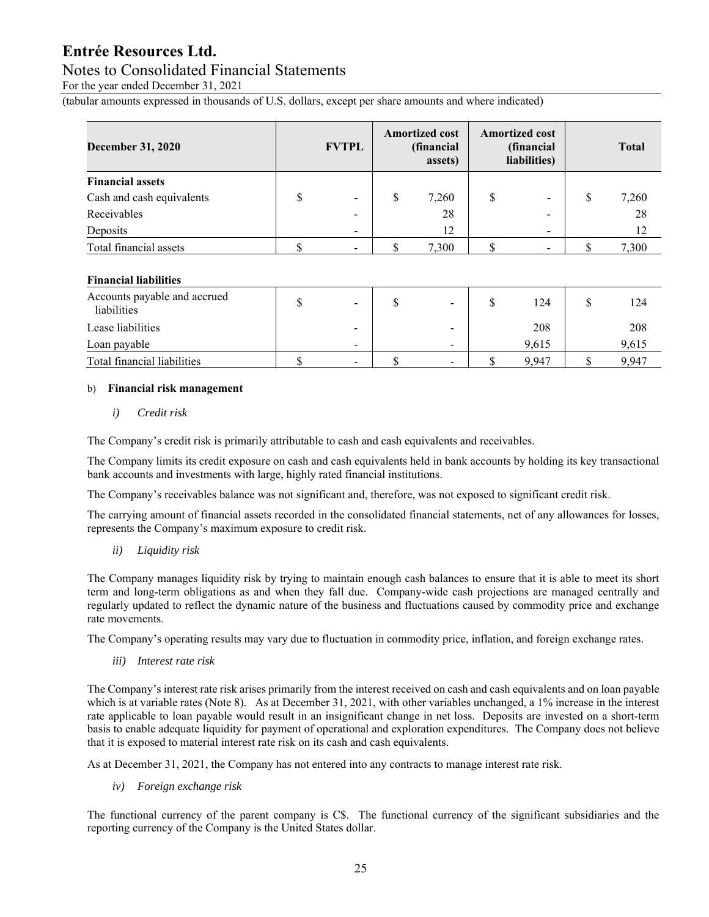| December 31, 2020 | FVTPL | Amortized cost (financial assets) | Amortized cost (financial liabilities) | Total |
|---|---|---|---|---|
| **Financial assets** | | | | |
| Cash and cash equivalents | $ - | $ 7,260 | $ - | $ 7,260 |
| Receivables | - | 28 | - | 28 |
| Deposits | - | 12 | - | 12 |
| Total financial assets | $ - | $ 7,300 | $ - | $ 7,300 |
| | | | | |
| **Financial liabilities** | | | | |
| Accounts payable and accrued liabilities | $ - | $ - | $ 124 | $ 124 |
| Lease liabilities | - | - | 208 | 208 |
| Loan payable | - | - | 9,615 | 9,615 |
| Total financial liabilities | $ - | $ - | $ 9,947 | $ 9,947 |

b) **Financial risk management**

*i) Credit risk*

The Company's credit risk is primarily attributable to cash and cash equivalents and receivables.

The Company limits its credit exposure on cash and cash equivalents held in bank accounts by holding its key transactional bank accounts and investments with large, highly rated financial institutions.

The Company's receivables balance was not significant and, therefore, was not exposed to significant credit risk.

The carrying amount of financial assets recorded in the consolidated financial statements, net of any allowances for losses, represents the Company's maximum exposure to credit risk.

*ii) Liquidity risk*

The Company manages liquidity risk by trying to maintain enough cash balances to ensure that it is able to meet its short term and long-term obligations as and when they fall due. Company-wide cash projections are managed centrally and regularly updated to reflect the dynamic nature of the business and fluctuations caused by commodity price and exchange rate movements.

The Company's operating results may vary due to fluctuation in commodity price, inflation, and foreign exchange rates.

*iii) Interest rate risk*

The Company's interest rate risk arises primarily from the interest received on cash and cash equivalents and on loan payable which is at variable rates (Note 8). As at December 31, 2021, with other variables unchanged, a 1% increase in the interest rate applicable to loan payable would result in an insignificant change in net loss. Deposits are invested on a short-term basis to enable adequate liquidity for payment of operational and exploration expenditures. The Company does not believe that it is exposed to material interest rate risk on its cash and cash equivalents.

As at December 31, 2021, the Company has not entered into any contracts to manage interest rate risk.

*iv) Foreign exchange risk*

The functional currency of the parent company is C$. The functional currency of the significant subsidiaries and the reporting currency of the Company is the United States dollar.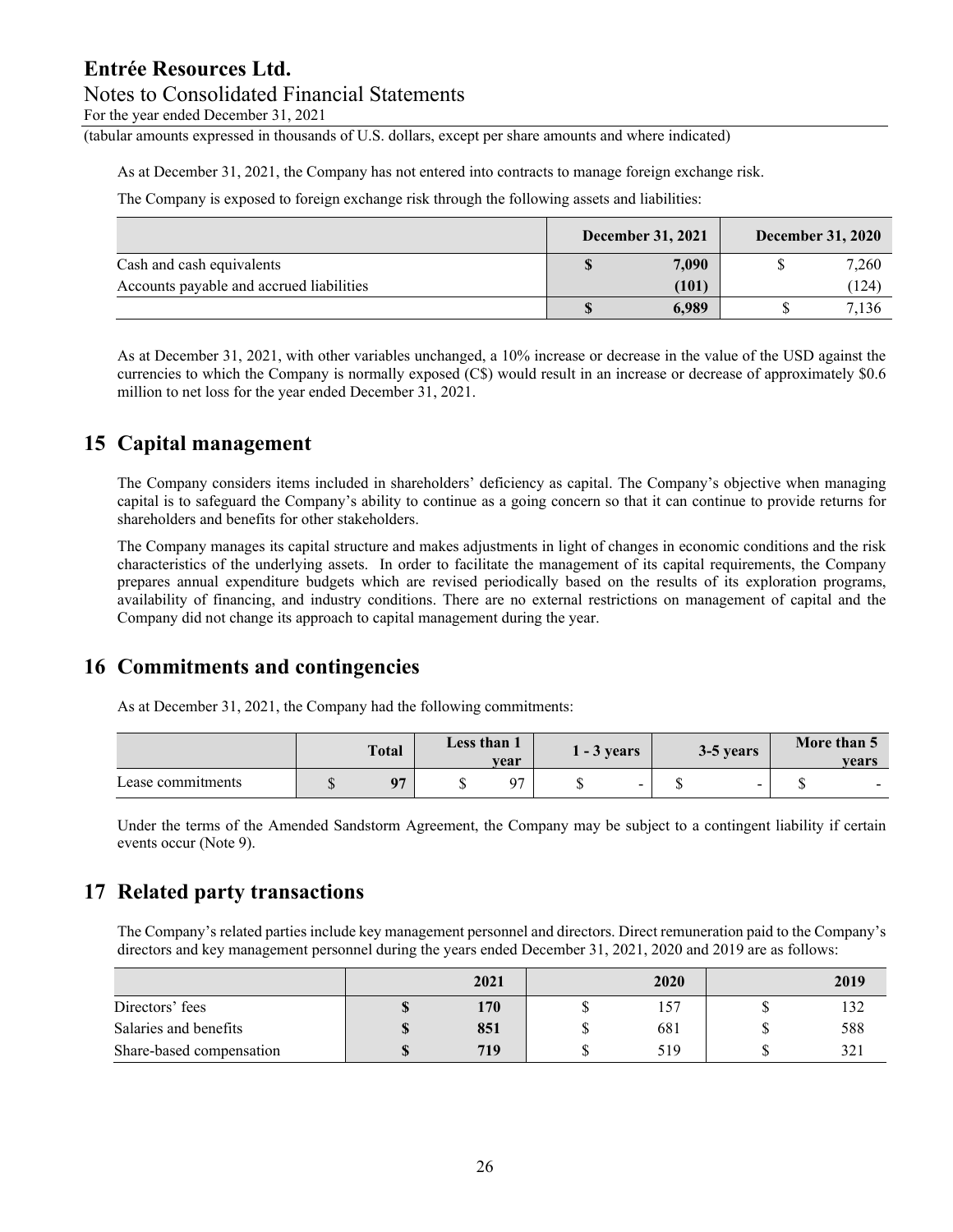As at December 31, 2021, the Company has not entered into contracts to manage foreign exchange risk.

The Company is exposed to foreign exchange risk through the following assets and liabilities:

| | December 31, 2021 | December 31, 2020 |
|---|---|---|
| Cash and cash equivalents | $ 7,090 | $ 7,260 |
| Accounts payable and accrued liabilities | (101) | (124) |
| | $ 6,989 | $ 7,136 |

As at December 31, 2021, with other variables unchanged, a 10% increase or decrease in the value of the USD against the currencies to which the Company is normally exposed (C$) would result in an increase or decrease of approximately $0.6 million to net loss for the year ended December 31, 2021.

## 15 Capital management

The Company considers items included in shareholders' deficiency as capital. The Company's objective when managing capital is to safeguard the Company's ability to continue as a going concern so that it can continue to provide returns for shareholders and benefits for other stakeholders.

The Company manages its capital structure and makes adjustments in light of changes in economic conditions and the risk characteristics of the underlying assets. In order to facilitate the management of its capital requirements, the Company prepares annual expenditure budgets which are revised periodically based on the results of its exploration programs, availability of financing, and industry conditions. There are no external restrictions on management of capital and the Company did not change its approach to capital management during the year.

## 16 Commitments and contingencies

As at December 31, 2021, the Company had the following commitments:

| | Total | Less than 1 year | 1 - 3 years | 3-5 years | More than 5 years |
|---|---|---|---|---|---|
| Lease commitments | $ 97 | $ 97 | $ - | $ - | $ - |

Under the terms of the Amended Sandstorm Agreement, the Company may be subject to a contingent liability if certain events occur (Note 9).

## 17 Related party transactions

The Company's related parties include key management personnel and directors. Direct remuneration paid to the Company's directors and key management personnel during the years ended December 31, 2021, 2020 and 2019 are as follows:

| | 2021 | 2020 | 2019 |
|---|---|---|---|
| Directors' fees | $ 170 | $ 157 | $ 132 |
| Salaries and benefits | $ 851 | $ 681 | $ 588 |
| Share-based compensation | $ 719 | $ 519 | $ 321 |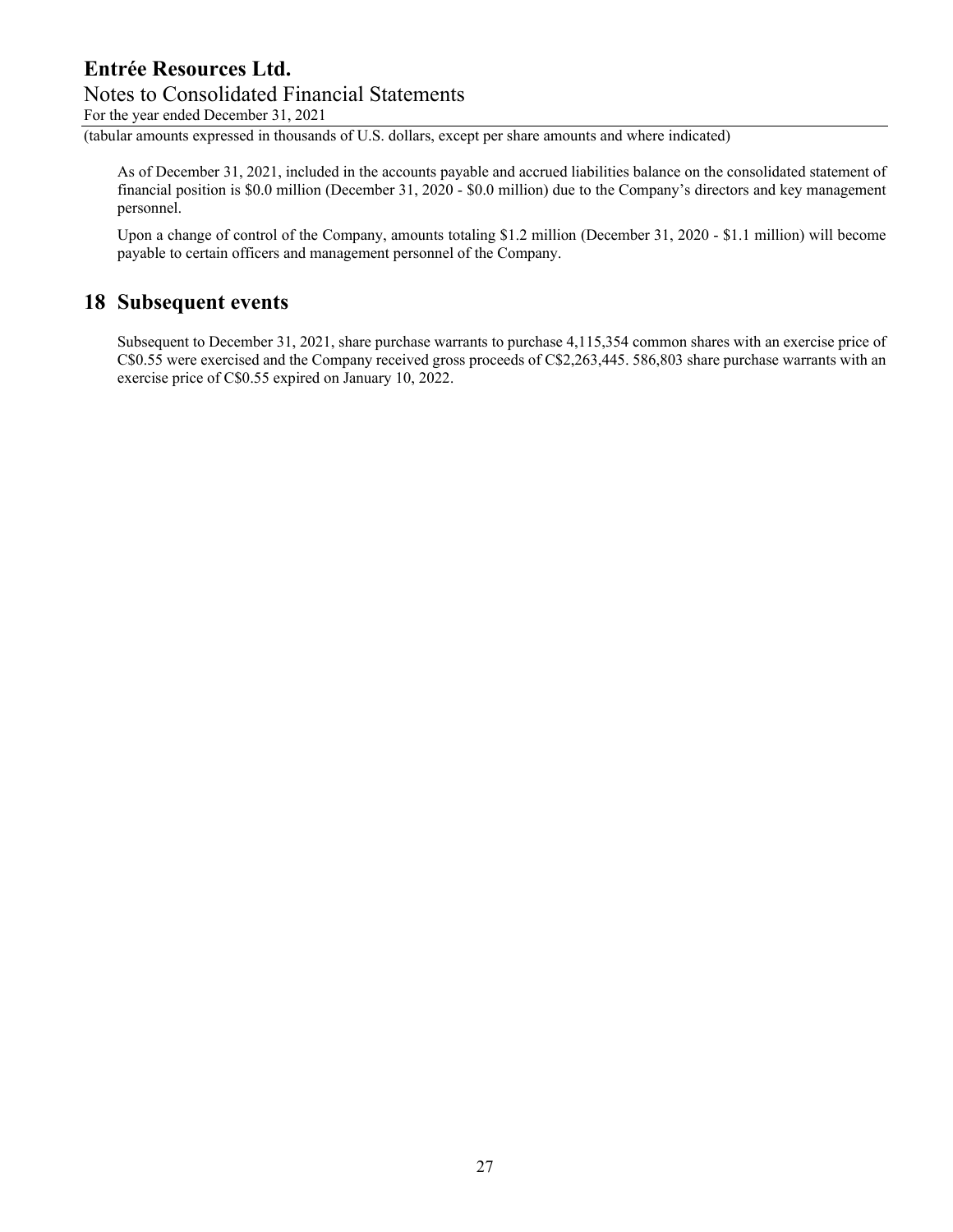As of December 31, 2021, included in the accounts payable and accrued liabilities balance on the consolidated statement of financial position is $0.0 million (December 31, 2020 - $0.0 million) due to the Company's directors and key management personnel.

Upon a change of control of the Company, amounts totaling $1.2 million (December 31, 2020 - $1.1 million) will become payable to certain officers and management personnel of the Company.

## 18 Subsequent events

Subsequent to December 31, 2021, share purchase warrants to purchase 4,115,354 common shares with an exercise price of C$0.55 were exercised and the Company received gross proceeds of C$2,263,445. 586,803 share purchase warrants with an exercise price of C$0.55 expired on January 10, 2022.